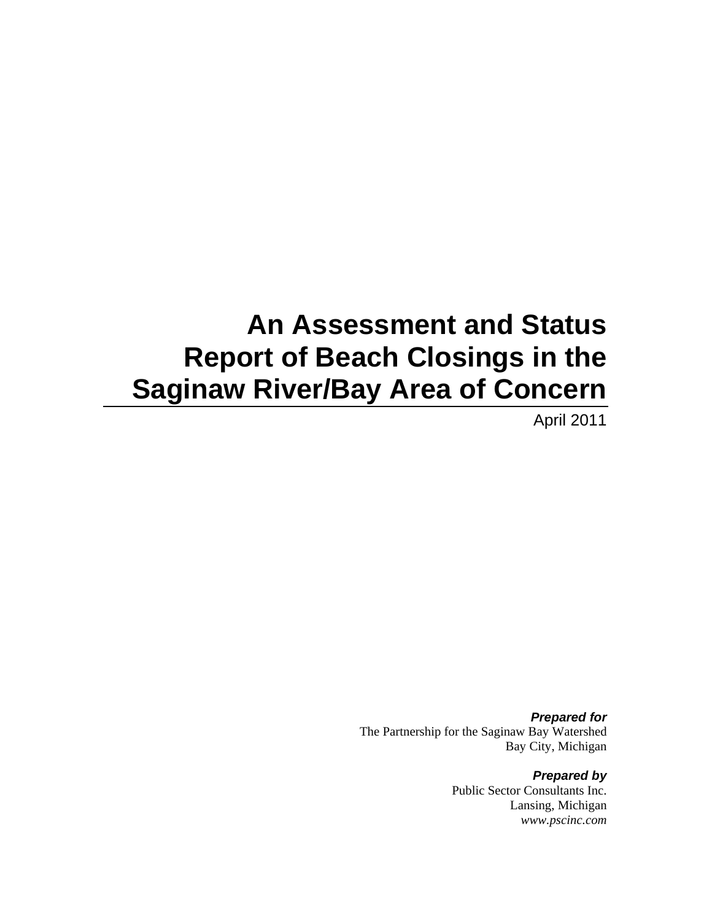# An Assessment and Status Report of Beach Closings in the Saginaw River/Bay Area of Concern

April 2011

***Prepared for***
The Partnership for the Saginaw Bay Watershed
Bay City, Michigan

***Prepared by***
Public Sector Consultants Inc.
Lansing, Michigan
*www.pscinc.com*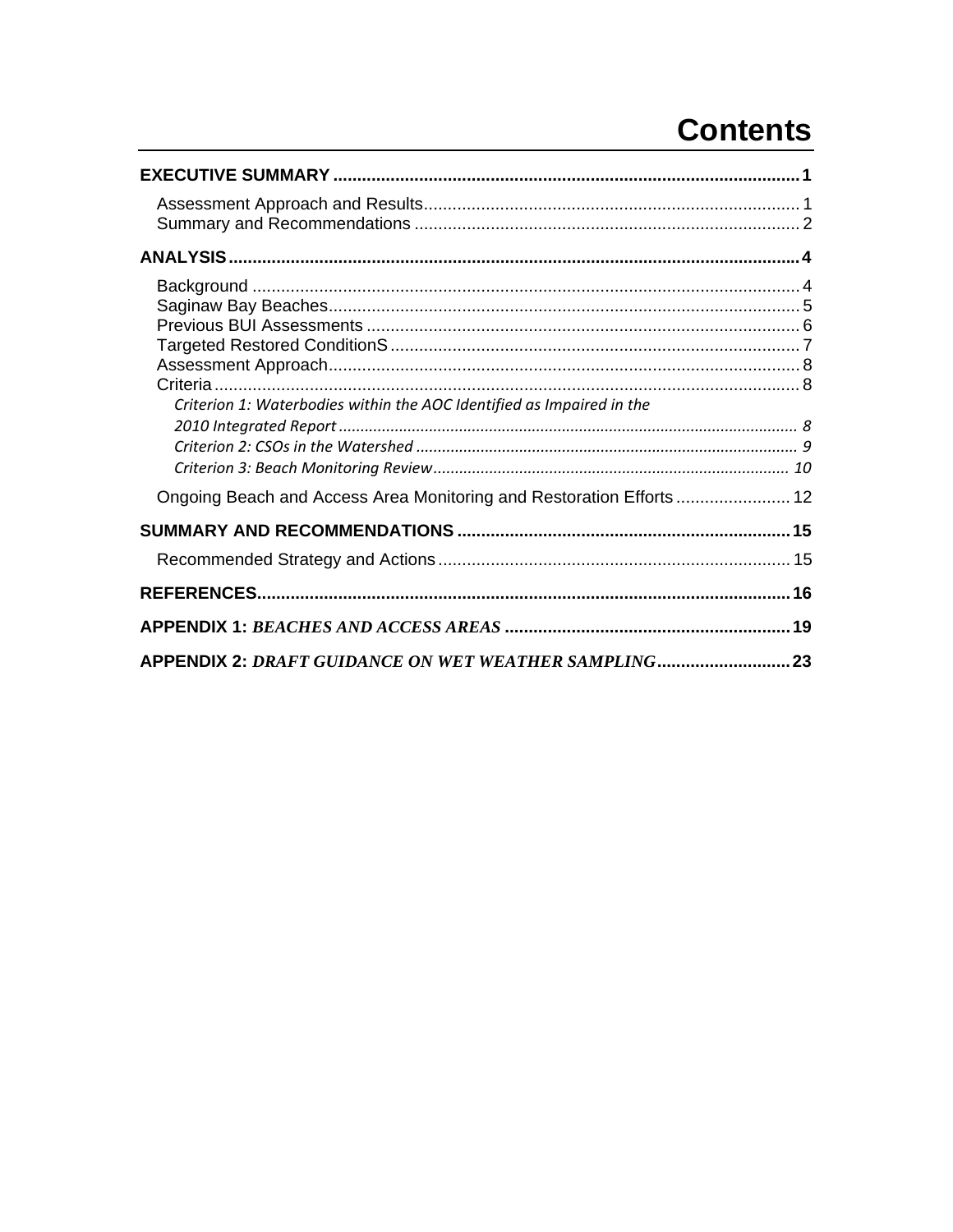# Contents

**EXECUTIVE SUMMARY** .................................................................................................. **1**

- Assessment Approach and Results ........................................................................ 1
- Summary and Recommendations ......................................................................... 2

**ANALYSIS** ........................................................................................................... **4**

- Background .......................................................................................................... 4
- Saginaw Bay Beaches .......................................................................................... 5
- Previous BUI Assessments ................................................................................... 6
- Targeted Restored ConditionS .............................................................................. 7
- Assessment Approach .......................................................................................... 8
- Criteria .................................................................................................................. 8
  - *Criterion 1: Waterbodies within the AOC Identified as Impaired in the 2010 Integrated Report* ........................................................................................ *8*
  - *Criterion 2: CSOs in the Watershed* .................................................................. *9*
  - *Criterion 3: Beach Monitoring Review* ............................................................. *10*
- Ongoing Beach and Access Area Monitoring and Restoration Efforts ........................ 12

**SUMMARY AND RECOMMENDATIONS** ............................................................... **15**

- Recommended Strategy and Actions ..................................................................... 15

**REFERENCES** ..................................................................................................... **16**

**APPENDIX 1: *BEACHES AND ACCESS AREAS*** ...................................................... **19**

**APPENDIX 2: *DRAFT GUIDANCE ON WET WEATHER SAMPLING*** ........................... **23**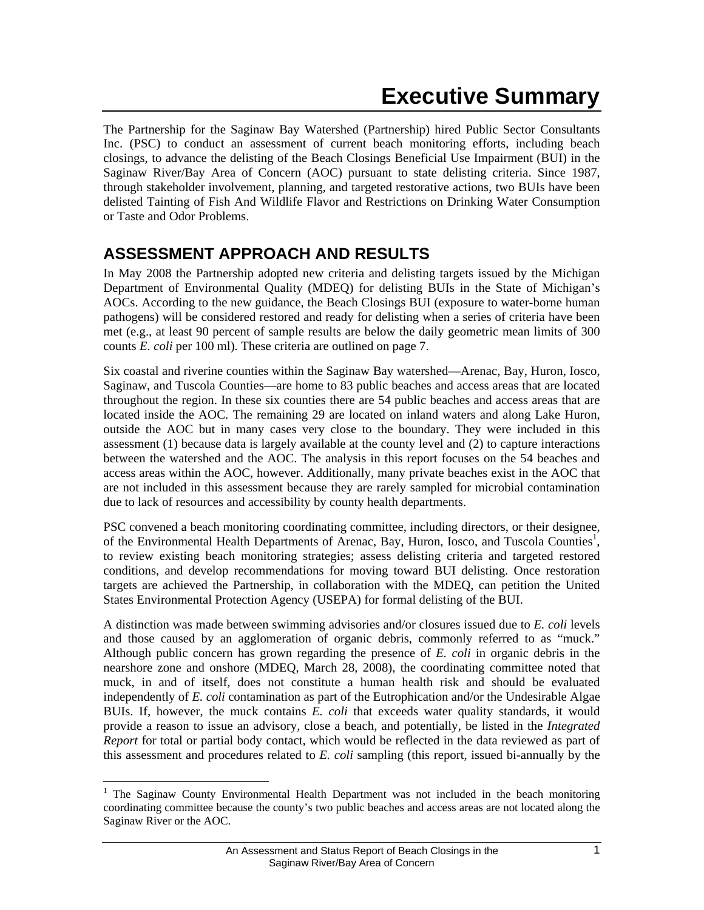# Executive Summary

The Partnership for the Saginaw Bay Watershed (Partnership) hired Public Sector Consultants Inc. (PSC) to conduct an assessment of current beach monitoring efforts, including beach closings, to advance the delisting of the Beach Closings Beneficial Use Impairment (BUI) in the Saginaw River/Bay Area of Concern (AOC) pursuant to state delisting criteria. Since 1987, through stakeholder involvement, planning, and targeted restorative actions, two BUIs have been delisted Tainting of Fish And Wildlife Flavor and Restrictions on Drinking Water Consumption or Taste and Odor Problems.

## ASSESSMENT APPROACH AND RESULTS

In May 2008 the Partnership adopted new criteria and delisting targets issued by the Michigan Department of Environmental Quality (MDEQ) for delisting BUIs in the State of Michigan's AOCs. According to the new guidance, the Beach Closings BUI (exposure to water-borne human pathogens) will be considered restored and ready for delisting when a series of criteria have been met (e.g., at least 90 percent of sample results are below the daily geometric mean limits of 300 counts *E. coli* per 100 ml). These criteria are outlined on page 7.

Six coastal and riverine counties within the Saginaw Bay watershed—Arenac, Bay, Huron, Iosco, Saginaw, and Tuscola Counties—are home to 83 public beaches and access areas that are located throughout the region. In these six counties there are 54 public beaches and access areas that are located inside the AOC. The remaining 29 are located on inland waters and along Lake Huron, outside the AOC but in many cases very close to the boundary. They were included in this assessment (1) because data is largely available at the county level and (2) to capture interactions between the watershed and the AOC. The analysis in this report focuses on the 54 beaches and access areas within the AOC, however. Additionally, many private beaches exist in the AOC that are not included in this assessment because they are rarely sampled for microbial contamination due to lack of resources and accessibility by county health departments.

PSC convened a beach monitoring coordinating committee, including directors, or their designee, of the Environmental Health Departments of Arenac, Bay, Huron, Iosco, and Tuscola Counties[1], to review existing beach monitoring strategies; assess delisting criteria and targeted restored conditions, and develop recommendations for moving toward BUI delisting. Once restoration targets are achieved the Partnership, in collaboration with the MDEQ, can petition the United States Environmental Protection Agency (USEPA) for formal delisting of the BUI.

A distinction was made between swimming advisories and/or closures issued due to *E. coli* levels and those caused by an agglomeration of organic debris, commonly referred to as "muck." Although public concern has grown regarding the presence of *E. coli* in organic debris in the nearshore zone and onshore (MDEQ, March 28, 2008), the coordinating committee noted that muck, in and of itself, does not constitute a human health risk and should be evaluated independently of *E. coli* contamination as part of the Eutrophication and/or the Undesirable Algae BUIs. If, however, the muck contains *E. coli* that exceeds water quality standards, it would provide a reason to issue an advisory, close a beach, and potentially, be listed in the *Integrated Report* for total or partial body contact, which would be reflected in the data reviewed as part of this assessment and procedures related to *E. coli* sampling (this report, issued bi-annually by the

[1] The Saginaw County Environmental Health Department was not included in the beach monitoring coordinating committee because the county's two public beaches and access areas are not located along the Saginaw River or the AOC.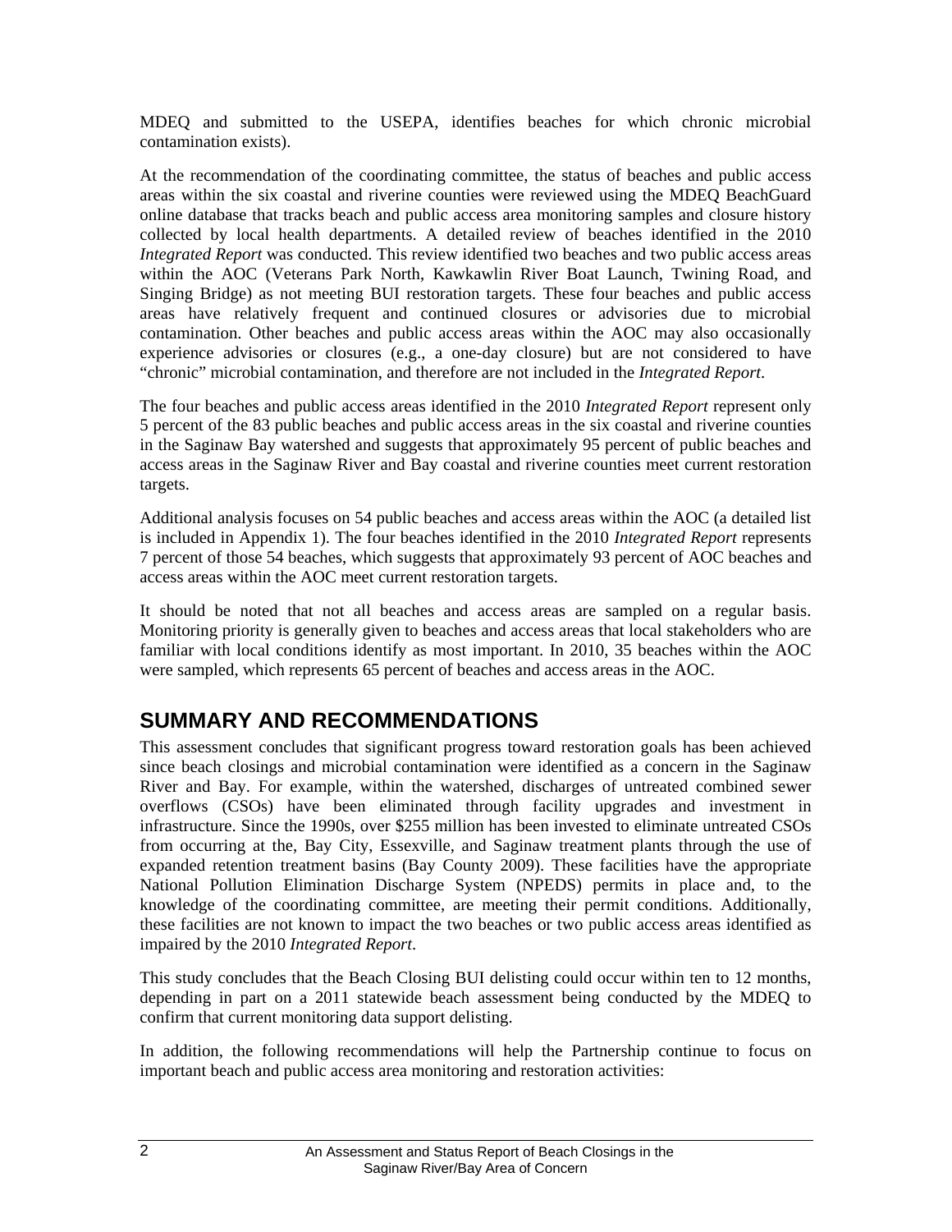MDEQ and submitted to the USEPA, identifies beaches for which chronic microbial contamination exists).

At the recommendation of the coordinating committee, the status of beaches and public access areas within the six coastal and riverine counties were reviewed using the MDEQ BeachGuard online database that tracks beach and public access area monitoring samples and closure history collected by local health departments. A detailed review of beaches identified in the 2010 *Integrated Report* was conducted. This review identified two beaches and two public access areas within the AOC (Veterans Park North, Kawkawlin River Boat Launch, Twining Road, and Singing Bridge) as not meeting BUI restoration targets. These four beaches and public access areas have relatively frequent and continued closures or advisories due to microbial contamination. Other beaches and public access areas within the AOC may also occasionally experience advisories or closures (e.g., a one-day closure) but are not considered to have "chronic" microbial contamination, and therefore are not included in the *Integrated Report*.

The four beaches and public access areas identified in the 2010 *Integrated Report* represent only 5 percent of the 83 public beaches and public access areas in the six coastal and riverine counties in the Saginaw Bay watershed and suggests that approximately 95 percent of public beaches and access areas in the Saginaw River and Bay coastal and riverine counties meet current restoration targets.

Additional analysis focuses on 54 public beaches and access areas within the AOC (a detailed list is included in Appendix 1). The four beaches identified in the 2010 *Integrated Report* represents 7 percent of those 54 beaches, which suggests that approximately 93 percent of AOC beaches and access areas within the AOC meet current restoration targets.

It should be noted that not all beaches and access areas are sampled on a regular basis. Monitoring priority is generally given to beaches and access areas that local stakeholders who are familiar with local conditions identify as most important. In 2010, 35 beaches within the AOC were sampled, which represents 65 percent of beaches and access areas in the AOC.

## SUMMARY AND RECOMMENDATIONS

This assessment concludes that significant progress toward restoration goals has been achieved since beach closings and microbial contamination were identified as a concern in the Saginaw River and Bay. For example, within the watershed, discharges of untreated combined sewer overflows (CSOs) have been eliminated through facility upgrades and investment in infrastructure. Since the 1990s, over $255 million has been invested to eliminate untreated CSOs from occurring at the, Bay City, Essexville, and Saginaw treatment plants through the use of expanded retention treatment basins (Bay County 2009). These facilities have the appropriate National Pollution Elimination Discharge System (NPEDS) permits in place and, to the knowledge of the coordinating committee, are meeting their permit conditions. Additionally, these facilities are not known to impact the two beaches or two public access areas identified as impaired by the 2010 *Integrated Report*.

This study concludes that the Beach Closing BUI delisting could occur within ten to 12 months, depending in part on a 2011 statewide beach assessment being conducted by the MDEQ to confirm that current monitoring data support delisting.

In addition, the following recommendations will help the Partnership continue to focus on important beach and public access area monitoring and restoration activities: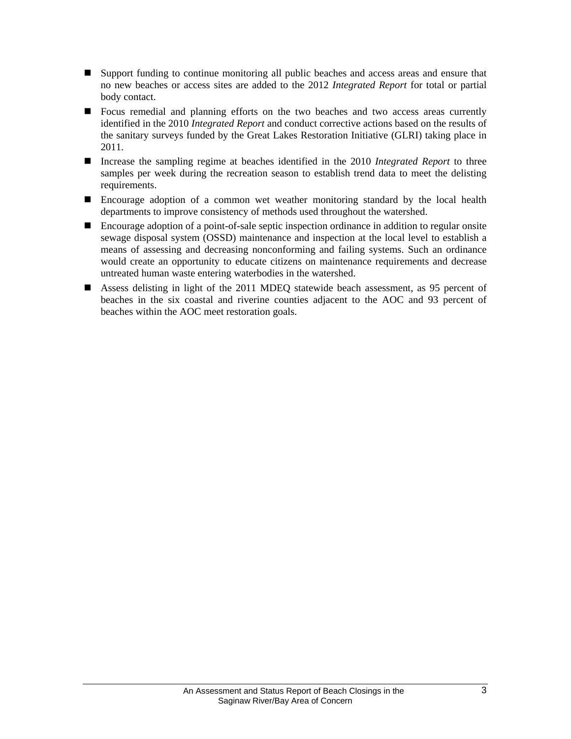- Support funding to continue monitoring all public beaches and access areas and ensure that no new beaches or access sites are added to the 2012 *Integrated Report* for total or partial body contact.
- Focus remedial and planning efforts on the two beaches and two access areas currently identified in the 2010 *Integrated Report* and conduct corrective actions based on the results of the sanitary surveys funded by the Great Lakes Restoration Initiative (GLRI) taking place in 2011.
- Increase the sampling regime at beaches identified in the 2010 *Integrated Report* to three samples per week during the recreation season to establish trend data to meet the delisting requirements.
- Encourage adoption of a common wet weather monitoring standard by the local health departments to improve consistency of methods used throughout the watershed.
- Encourage adoption of a point-of-sale septic inspection ordinance in addition to regular onsite sewage disposal system (OSSD) maintenance and inspection at the local level to establish a means of assessing and decreasing nonconforming and failing systems. Such an ordinance would create an opportunity to educate citizens on maintenance requirements and decrease untreated human waste entering waterbodies in the watershed.
- Assess delisting in light of the 2011 MDEQ statewide beach assessment, as 95 percent of beaches in the six coastal and riverine counties adjacent to the AOC and 93 percent of beaches within the AOC meet restoration goals.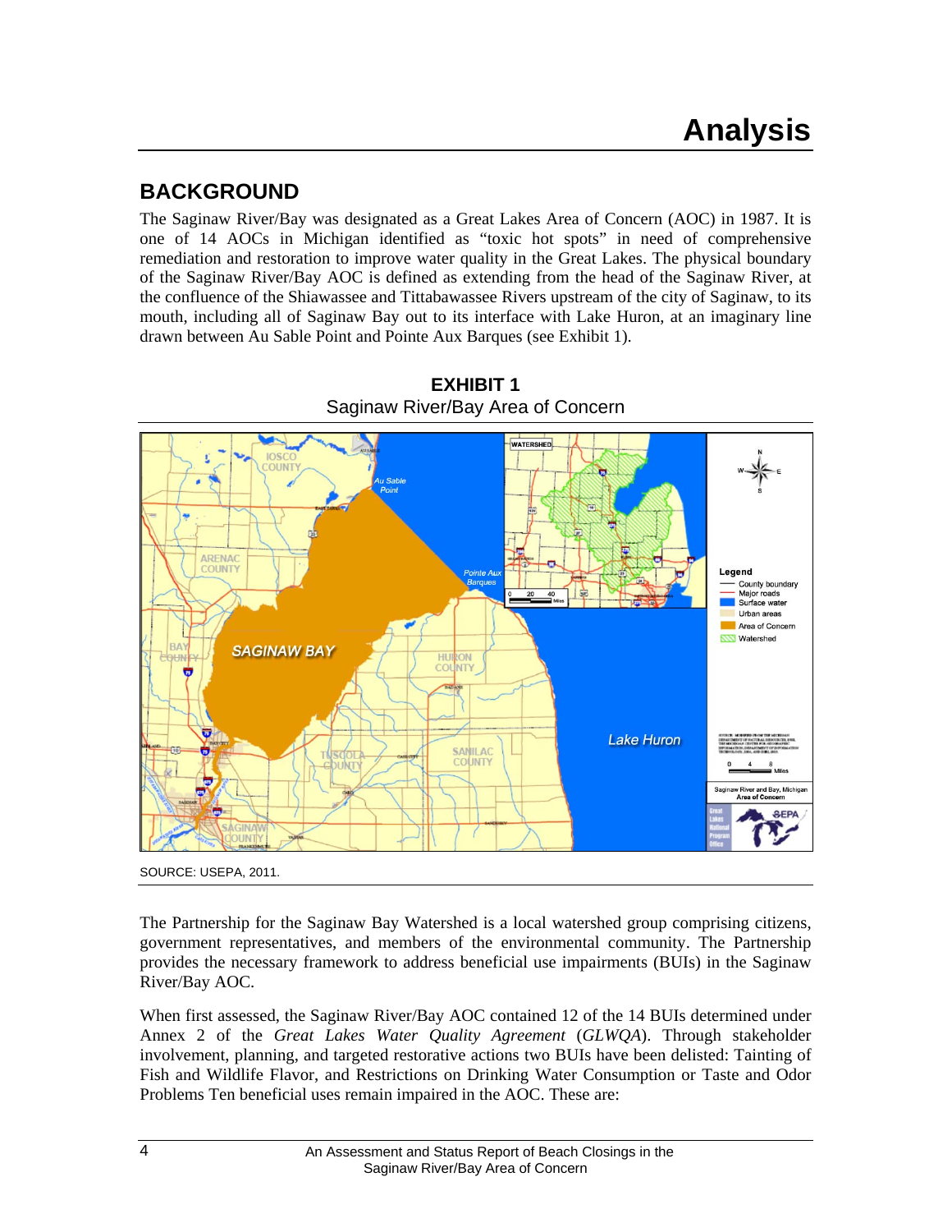# Analysis

## BACKGROUND

The Saginaw River/Bay was designated as a Great Lakes Area of Concern (AOC) in 1987. It is one of 14 AOCs in Michigan identified as "toxic hot spots" in need of comprehensive remediation and restoration to improve water quality in the Great Lakes. The physical boundary of the Saginaw River/Bay AOC is defined as extending from the head of the Saginaw River, at the confluence of the Shiawassee and Tittabawassee Rivers upstream of the city of Saginaw, to its mouth, including all of Saginaw Bay out to its interface with Lake Huron, at an imaginary line drawn between Au Sable Point and Pointe Aux Barques (see Exhibit 1).

**EXHIBIT 1**
Saginaw River/Bay Area of Concern

SOURCE: USEPA, 2011.

The Partnership for the Saginaw Bay Watershed is a local watershed group comprising citizens, government representatives, and members of the environmental community. The Partnership provides the necessary framework to address beneficial use impairments (BUIs) in the Saginaw River/Bay AOC.

When first assessed, the Saginaw River/Bay AOC contained 12 of the 14 BUIs determined under Annex 2 of the *Great Lakes Water Quality Agreement* (*GLWQA*). Through stakeholder involvement, planning, and targeted restorative actions two BUIs have been delisted: Tainting of Fish and Wildlife Flavor, and Restrictions on Drinking Water Consumption or Taste and Odor Problems Ten beneficial uses remain impaired in the AOC. These are: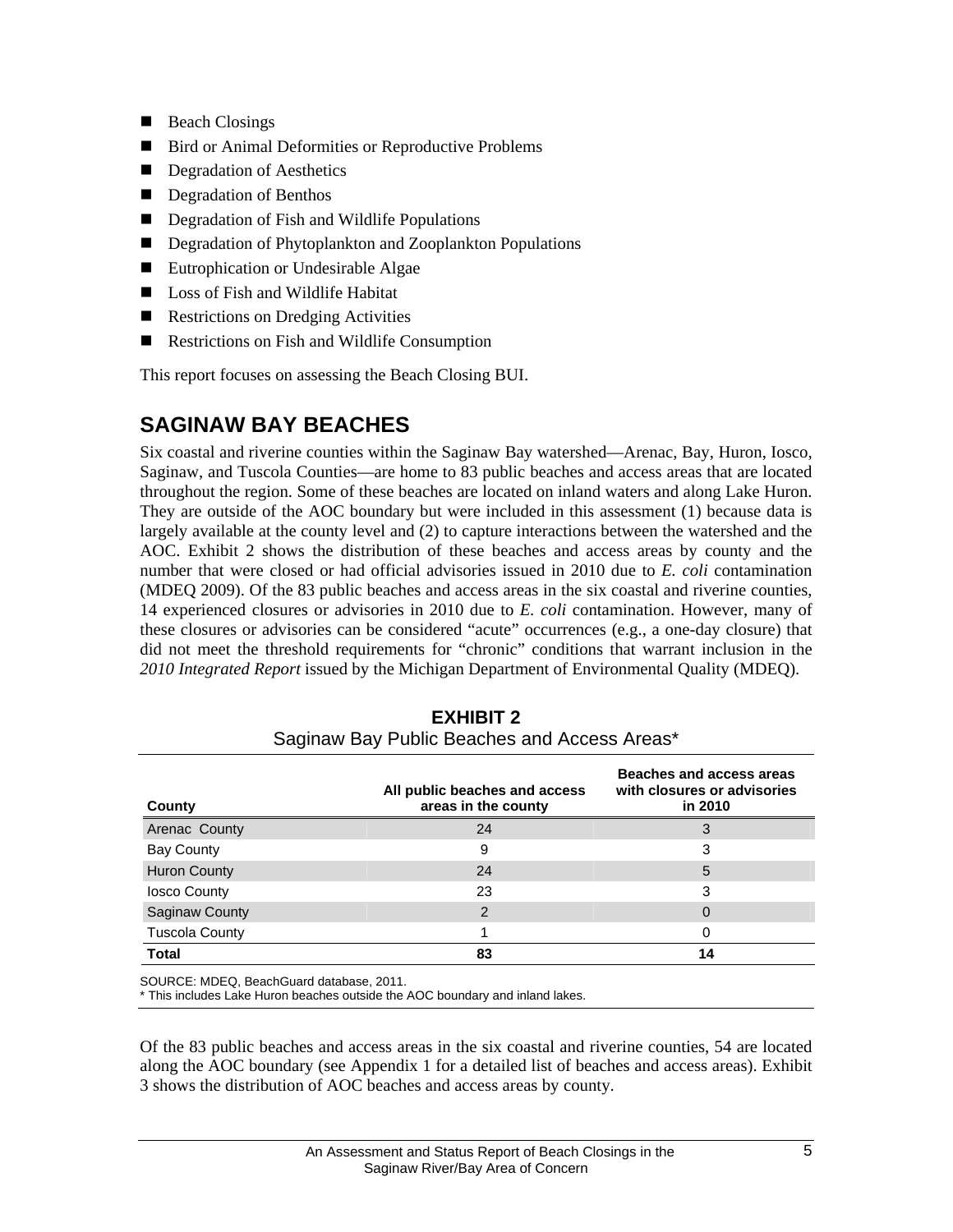- Beach Closings
- Bird or Animal Deformities or Reproductive Problems
- Degradation of Aesthetics
- Degradation of Benthos
- Degradation of Fish and Wildlife Populations
- Degradation of Phytoplankton and Zooplankton Populations
- Eutrophication or Undesirable Algae
- Loss of Fish and Wildlife Habitat
- Restrictions on Dredging Activities
- Restrictions on Fish and Wildlife Consumption

This report focuses on assessing the Beach Closing BUI.

## SAGINAW BAY BEACHES

Six coastal and riverine counties within the Saginaw Bay watershed—Arenac, Bay, Huron, Iosco, Saginaw, and Tuscola Counties—are home to 83 public beaches and access areas that are located throughout the region. Some of these beaches are located on inland waters and along Lake Huron. They are outside of the AOC boundary but were included in this assessment (1) because data is largely available at the county level and (2) to capture interactions between the watershed and the AOC. Exhibit 2 shows the distribution of these beaches and access areas by county and the number that were closed or had official advisories issued in 2010 due to *E. coli* contamination (MDEQ 2009). Of the 83 public beaches and access areas in the six coastal and riverine counties, 14 experienced closures or advisories in 2010 due to *E. coli* contamination. However, many of these closures or advisories can be considered "acute" occurrences (e.g., a one-day closure) that did not meet the threshold requirements for "chronic" conditions that warrant inclusion in the *2010 Integrated Report* issued by the Michigan Department of Environmental Quality (MDEQ).

**EXHIBIT 2**
Saginaw Bay Public Beaches and Access Areas*

| County | All public beaches and access areas in the county | Beaches and access areas with closures or advisories in 2010 |
|---|---|---|
| Arenac County | 24 | 3 |
| Bay County | 9 | 3 |
| Huron County | 24 | 5 |
| Iosco County | 23 | 3 |
| Saginaw County | 2 | 0 |
| Tuscola County | 1 | 0 |
| **Total** | **83** | **14** |

SOURCE: MDEQ, BeachGuard database, 2011.
* This includes Lake Huron beaches outside the AOC boundary and inland lakes.

Of the 83 public beaches and access areas in the six coastal and riverine counties, 54 are located along the AOC boundary (see Appendix 1 for a detailed list of beaches and access areas). Exhibit 3 shows the distribution of AOC beaches and access areas by county.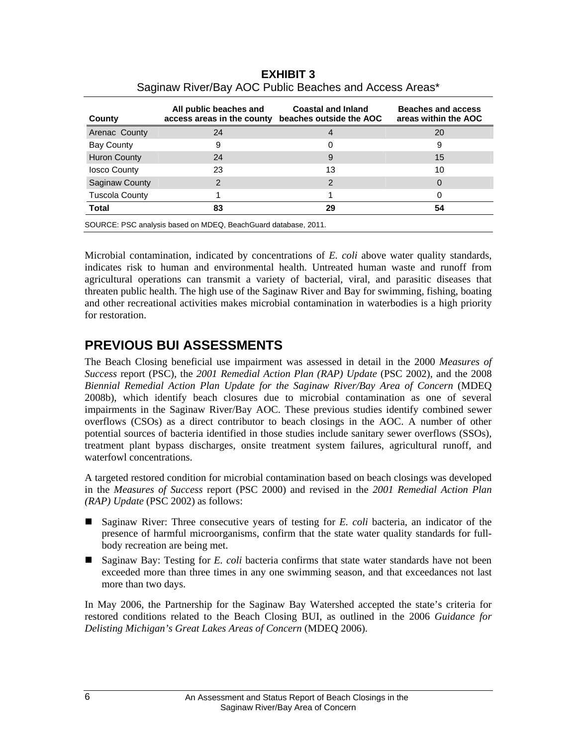**EXHIBIT 3**
Saginaw River/Bay AOC Public Beaches and Access Areas*

| County | All public beaches and access areas in the county | Coastal and Inland beaches outside the AOC | Beaches and access areas within the AOC |
|---|---|---|---|
| Arenac County | 24 | 4 | 20 |
| Bay County | 9 | 0 | 9 |
| Huron County | 24 | 9 | 15 |
| Iosco County | 23 | 13 | 10 |
| Saginaw County | 2 | 2 | 0 |
| Tuscola County | 1 | 1 | 0 |
| **Total** | **83** | **29** | **54** |

SOURCE: PSC analysis based on MDEQ, BeachGuard database, 2011.

Microbial contamination, indicated by concentrations of *E. coli* above water quality standards, indicates risk to human and environmental health. Untreated human waste and runoff from agricultural operations can transmit a variety of bacterial, viral, and parasitic diseases that threaten public health. The high use of the Saginaw River and Bay for swimming, fishing, boating and other recreational activities makes microbial contamination in waterbodies is a high priority for restoration.

## PREVIOUS BUI ASSESSMENTS

The Beach Closing beneficial use impairment was assessed in detail in the 2000 *Measures of Success* report (PSC), the *2001 Remedial Action Plan (RAP) Update* (PSC 2002), and the 2008 *Biennial Remedial Action Plan Update for the Saginaw River/Bay Area of Concern* (MDEQ 2008b), which identify beach closures due to microbial contamination as one of several impairments in the Saginaw River/Bay AOC. These previous studies identify combined sewer overflows (CSOs) as a direct contributor to beach closings in the AOC. A number of other potential sources of bacteria identified in those studies include sanitary sewer overflows (SSOs), treatment plant bypass discharges, onsite treatment system failures, agricultural runoff, and waterfowl concentrations.

A targeted restored condition for microbial contamination based on beach closings was developed in the *Measures of Success* report (PSC 2000) and revised in the *2001 Remedial Action Plan (RAP) Update* (PSC 2002) as follows:

- Saginaw River: Three consecutive years of testing for *E. coli* bacteria, an indicator of the presence of harmful microorganisms, confirm that the state water quality standards for full-body recreation are being met.
- Saginaw Bay: Testing for *E. coli* bacteria confirms that state water standards have not been exceeded more than three times in any one swimming season, and that exceedances not last more than two days.

In May 2006, the Partnership for the Saginaw Bay Watershed accepted the state's criteria for restored conditions related to the Beach Closing BUI, as outlined in the 2006 *Guidance for Delisting Michigan's Great Lakes Areas of Concern* (MDEQ 2006).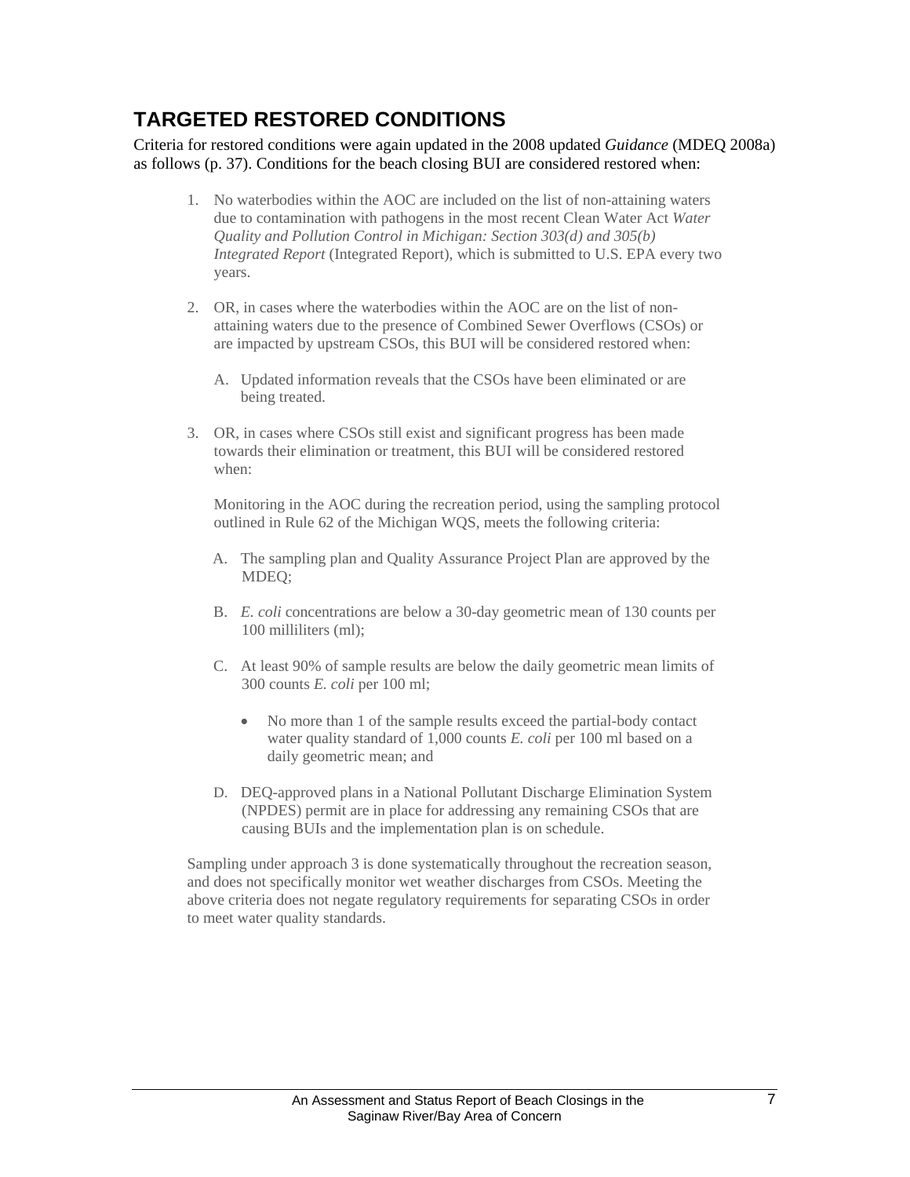## TARGETED RESTORED CONDITIONS

Criteria for restored conditions were again updated in the 2008 updated *Guidance* (MDEQ 2008a) as follows (p. 37). Conditions for the beach closing BUI are considered restored when:

1. No waterbodies within the AOC are included on the list of non-attaining waters due to contamination with pathogens in the most recent Clean Water Act *Water Quality and Pollution Control in Michigan: Section 303(d) and 305(b) Integrated Report* (Integrated Report), which is submitted to U.S. EPA every two years.

2. OR, in cases where the waterbodies within the AOC are on the list of non-attaining waters due to the presence of Combined Sewer Overflows (CSOs) or are impacted by upstream CSOs, this BUI will be considered restored when:

   A. Updated information reveals that the CSOs have been eliminated or are being treated.

3. OR, in cases where CSOs still exist and significant progress has been made towards their elimination or treatment, this BUI will be considered restored when:

   Monitoring in the AOC during the recreation period, using the sampling protocol outlined in Rule 62 of the Michigan WQS, meets the following criteria:

   A. The sampling plan and Quality Assurance Project Plan are approved by the MDEQ;

   B. *E. coli* concentrations are below a 30-day geometric mean of 130 counts per 100 milliliters (ml);

   C. At least 90% of sample results are below the daily geometric mean limits of 300 counts *E. coli* per 100 ml;

      - No more than 1 of the sample results exceed the partial-body contact water quality standard of 1,000 counts *E. coli* per 100 ml based on a daily geometric mean; and

   D. DEQ-approved plans in a National Pollutant Discharge Elimination System (NPDES) permit are in place for addressing any remaining CSOs that are causing BUIs and the implementation plan is on schedule.

Sampling under approach 3 is done systematically throughout the recreation season, and does not specifically monitor wet weather discharges from CSOs. Meeting the above criteria does not negate regulatory requirements for separating CSOs in order to meet water quality standards.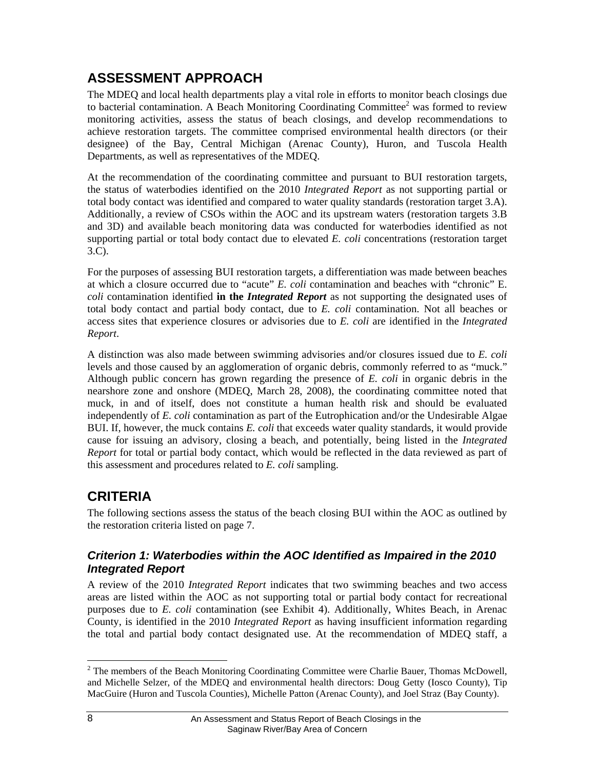## ASSESSMENT APPROACH

The MDEQ and local health departments play a vital role in efforts to monitor beach closings due to bacterial contamination. A Beach Monitoring Coordinating Committee[2] was formed to review monitoring activities, assess the status of beach closings, and develop recommendations to achieve restoration targets. The committee comprised environmental health directors (or their designee) of the Bay, Central Michigan (Arenac County), Huron, and Tuscola Health Departments, as well as representatives of the MDEQ.

At the recommendation of the coordinating committee and pursuant to BUI restoration targets, the status of waterbodies identified on the 2010 *Integrated Report* as not supporting partial or total body contact was identified and compared to water quality standards (restoration target 3.A). Additionally, a review of CSOs within the AOC and its upstream waters (restoration targets 3.B and 3D) and available beach monitoring data was conducted for waterbodies identified as not supporting partial or total body contact due to elevated *E. coli* concentrations (restoration target 3.C).

For the purposes of assessing BUI restoration targets, a differentiation was made between beaches at which a closure occurred due to "acute" *E. coli* contamination and beaches with "chronic" E. *coli* contamination identified **in the *Integrated Report*** as not supporting the designated uses of total body contact and partial body contact, due to *E. coli* contamination. Not all beaches or access sites that experience closures or advisories due to *E. coli* are identified in the *Integrated Report*.

A distinction was also made between swimming advisories and/or closures issued due to *E. coli* levels and those caused by an agglomeration of organic debris, commonly referred to as "muck." Although public concern has grown regarding the presence of *E. coli* in organic debris in the nearshore zone and onshore (MDEQ, March 28, 2008), the coordinating committee noted that muck, in and of itself, does not constitute a human health risk and should be evaluated independently of *E. coli* contamination as part of the Eutrophication and/or the Undesirable Algae BUI. If, however, the muck contains *E. coli* that exceeds water quality standards, it would provide cause for issuing an advisory, closing a beach, and potentially, being listed in the *Integrated Report* for total or partial body contact, which would be reflected in the data reviewed as part of this assessment and procedures related to *E. coli* sampling.

## CRITERIA

The following sections assess the status of the beach closing BUI within the AOC as outlined by the restoration criteria listed on page 7.

### *Criterion 1: Waterbodies within the AOC Identified as Impaired in the 2010 Integrated Report*

A review of the 2010 *Integrated Report* indicates that two swimming beaches and two access areas are listed within the AOC as not supporting total or partial body contact for recreational purposes due to *E. coli* contamination (see Exhibit 4). Additionally, Whites Beach, in Arenac County, is identified in the 2010 *Integrated Report* as having insufficient information regarding the total and partial body contact designated use. At the recommendation of MDEQ staff, a

[2] The members of the Beach Monitoring Coordinating Committee were Charlie Bauer, Thomas McDowell, and Michelle Selzer, of the MDEQ and environmental health directors: Doug Getty (Iosco County), Tip MacGuire (Huron and Tuscola Counties), Michelle Patton (Arenac County), and Joel Straz (Bay County).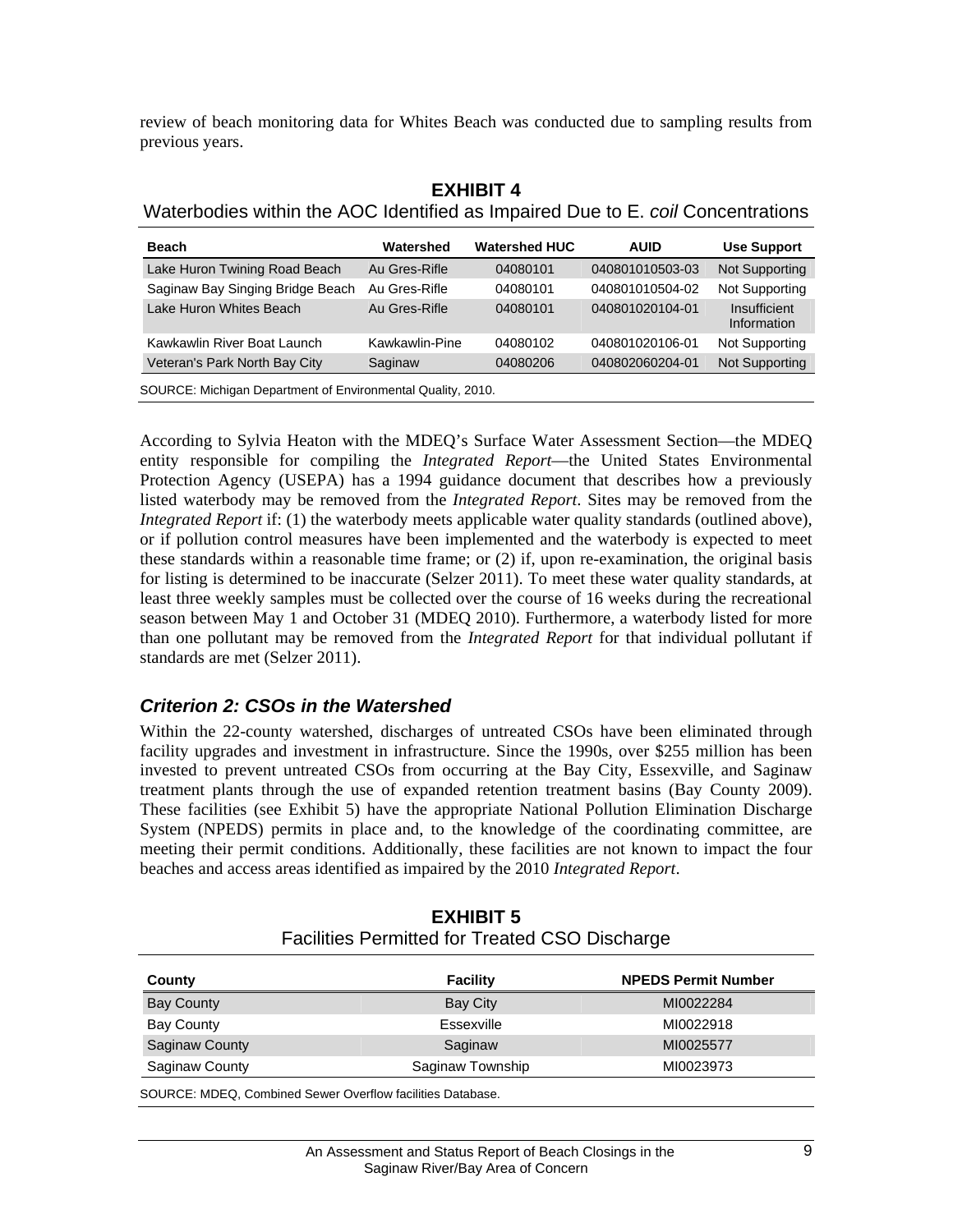review of beach monitoring data for Whites Beach was conducted due to sampling results from previous years.

**EXHIBIT 4**

Waterbodies within the AOC Identified as Impaired Due to E. *coil* Concentrations

| Beach | Watershed | Watershed HUC | AUID | Use Support |
|---|---|---|---|---|
| Lake Huron Twining Road Beach | Au Gres-Rifle | 04080101 | 040801010503-03 | Not Supporting |
| Saginaw Bay Singing Bridge Beach | Au Gres-Rifle | 04080101 | 040801010504-02 | Not Supporting |
| Lake Huron Whites Beach | Au Gres-Rifle | 04080101 | 040801020104-01 | Insufficient Information |
| Kawkawlin River Boat Launch | Kawkawlin-Pine | 04080102 | 040801020106-01 | Not Supporting |
| Veteran's Park North Bay City | Saginaw | 04080206 | 040802060204-01 | Not Supporting |

SOURCE: Michigan Department of Environmental Quality, 2010.

According to Sylvia Heaton with the MDEQ's Surface Water Assessment Section—the MDEQ entity responsible for compiling the *Integrated Report*—the United States Environmental Protection Agency (USEPA) has a 1994 guidance document that describes how a previously listed waterbody may be removed from the *Integrated Report*. Sites may be removed from the *Integrated Report* if: (1) the waterbody meets applicable water quality standards (outlined above), or if pollution control measures have been implemented and the waterbody is expected to meet these standards within a reasonable time frame; or (2) if, upon re-examination, the original basis for listing is determined to be inaccurate (Selzer 2011). To meet these water quality standards, at least three weekly samples must be collected over the course of 16 weeks during the recreational season between May 1 and October 31 (MDEQ 2010). Furthermore, a waterbody listed for more than one pollutant may be removed from the *Integrated Report* for that individual pollutant if standards are met (Selzer 2011).

### *Criterion 2: CSOs in the Watershed*

Within the 22-county watershed, discharges of untreated CSOs have been eliminated through facility upgrades and investment in infrastructure. Since the 1990s, over $255 million has been invested to prevent untreated CSOs from occurring at the Bay City, Essexville, and Saginaw treatment plants through the use of expanded retention treatment basins (Bay County 2009). These facilities (see Exhibit 5) have the appropriate National Pollution Elimination Discharge System (NPEDS) permits in place and, to the knowledge of the coordinating committee, are meeting their permit conditions. Additionally, these facilities are not known to impact the four beaches and access areas identified as impaired by the 2010 *Integrated Report*.

**EXHIBIT 5**

Facilities Permitted for Treated CSO Discharge

| County | Facility | NPEDS Permit Number |
|---|---|---|
| Bay County | Bay City | MI0022284 |
| Bay County | Essexville | MI0022918 |
| Saginaw County | Saginaw | MI0025577 |
| Saginaw County | Saginaw Township | MI0023973 |

SOURCE: MDEQ, Combined Sewer Overflow facilities Database.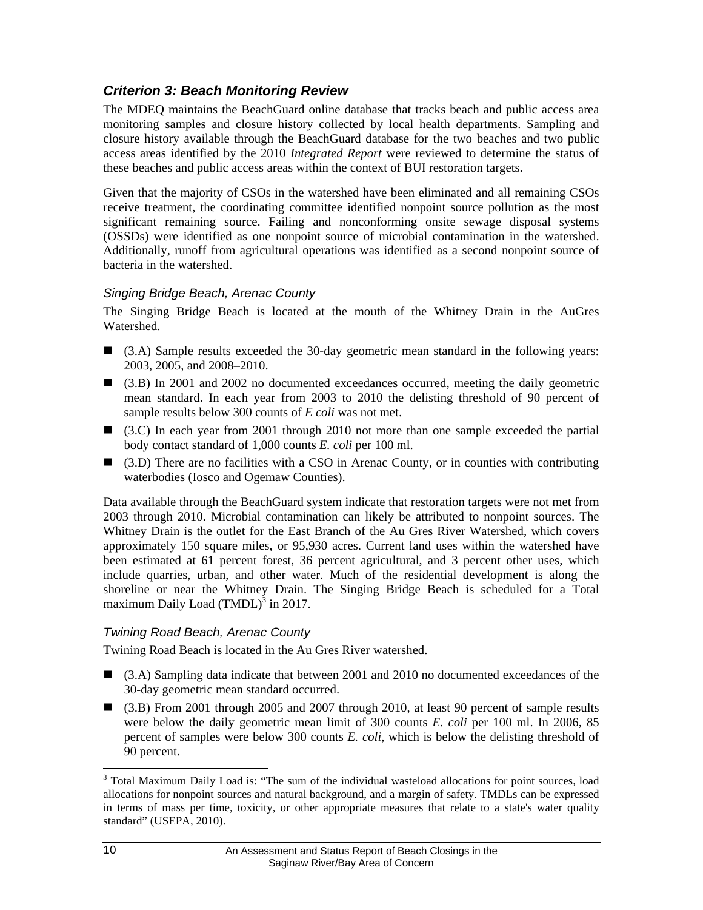## *Criterion 3: Beach Monitoring Review*

The MDEQ maintains the BeachGuard online database that tracks beach and public access area monitoring samples and closure history collected by local health departments. Sampling and closure history available through the BeachGuard database for the two beaches and two public access areas identified by the 2010 *Integrated Report* were reviewed to determine the status of these beaches and public access areas within the context of BUI restoration targets.

Given that the majority of CSOs in the watershed have been eliminated and all remaining CSOs receive treatment, the coordinating committee identified nonpoint source pollution as the most significant remaining source. Failing and nonconforming onsite sewage disposal systems (OSSDs) were identified as one nonpoint source of microbial contamination in the watershed. Additionally, runoff from agricultural operations was identified as a second nonpoint source of bacteria in the watershed.

### *Singing Bridge Beach, Arenac County*

The Singing Bridge Beach is located at the mouth of the Whitney Drain in the AuGres Watershed.

- (3.A) Sample results exceeded the 30-day geometric mean standard in the following years: 2003, 2005, and 2008–2010.
- (3.B) In 2001 and 2002 no documented exceedances occurred, meeting the daily geometric mean standard. In each year from 2003 to 2010 the delisting threshold of 90 percent of sample results below 300 counts of *E coli* was not met.
- (3.C) In each year from 2001 through 2010 not more than one sample exceeded the partial body contact standard of 1,000 counts *E. coli* per 100 ml.
- (3.D) There are no facilities with a CSO in Arenac County, or in counties with contributing waterbodies (Iosco and Ogemaw Counties).

Data available through the BeachGuard system indicate that restoration targets were not met from 2003 through 2010. Microbial contamination can likely be attributed to nonpoint sources. The Whitney Drain is the outlet for the East Branch of the Au Gres River Watershed, which covers approximately 150 square miles, or 95,930 acres. Current land uses within the watershed have been estimated at 61 percent forest, 36 percent agricultural, and 3 percent other uses, which include quarries, urban, and other water. Much of the residential development is along the shoreline or near the Whitney Drain. The Singing Bridge Beach is scheduled for a Total maximum Daily Load (TMDL)[3] in 2017.

### *Twining Road Beach, Arenac County*

Twining Road Beach is located in the Au Gres River watershed.

- (3.A) Sampling data indicate that between 2001 and 2010 no documented exceedances of the 30-day geometric mean standard occurred.
- (3.B) From 2001 through 2005 and 2007 through 2010, at least 90 percent of sample results were below the daily geometric mean limit of 300 counts *E. coli* per 100 ml. In 2006, 85 percent of samples were below 300 counts *E. coli*, which is below the delisting threshold of 90 percent.

---

[3] Total Maximum Daily Load is: "The sum of the individual wasteload allocations for point sources, load allocations for nonpoint sources and natural background, and a margin of safety. TMDLs can be expressed in terms of mass per time, toxicity, or other appropriate measures that relate to a state's water quality standard" (USEPA, 2010).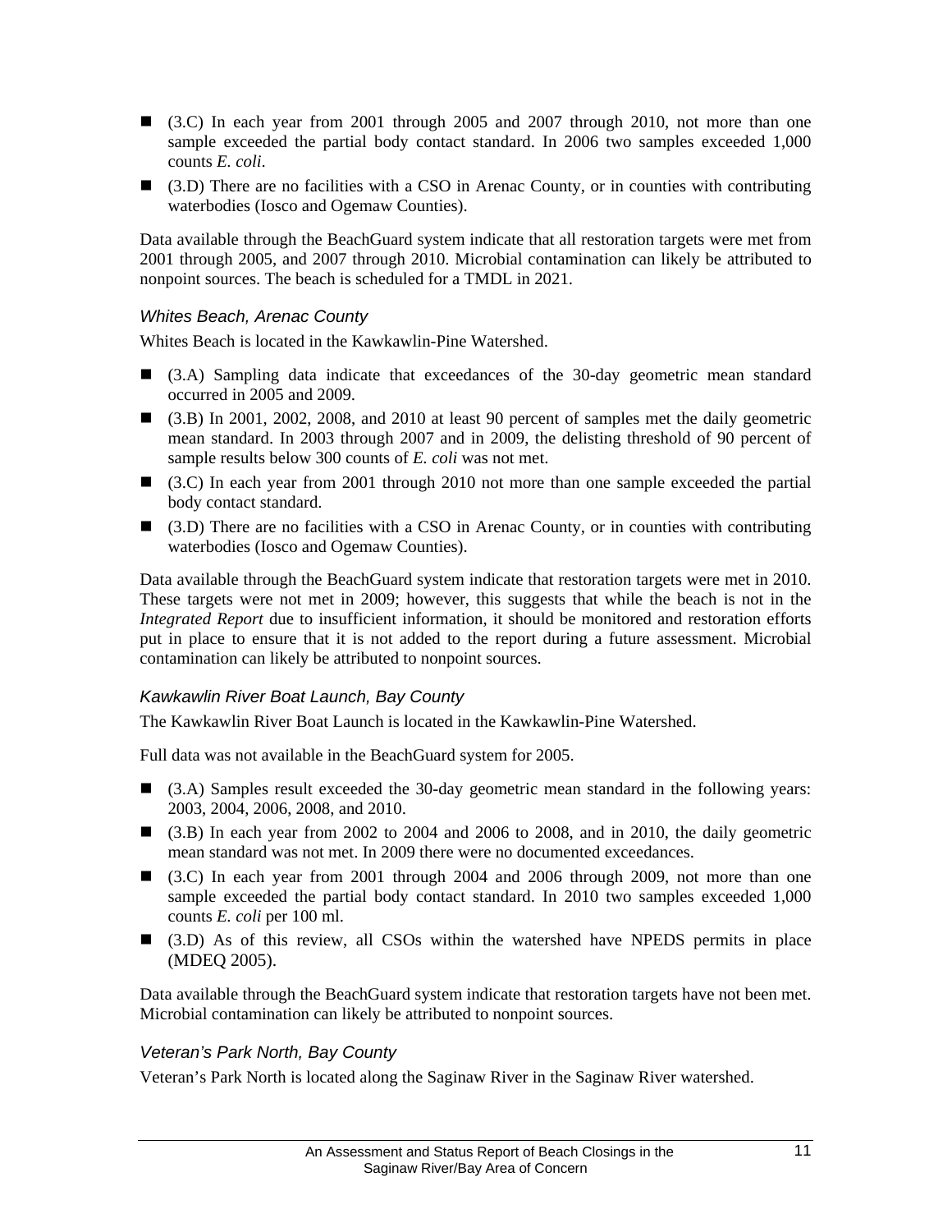- (3.C) In each year from 2001 through 2005 and 2007 through 2010, not more than one sample exceeded the partial body contact standard. In 2006 two samples exceeded 1,000 counts *E. coli*.
- (3.D) There are no facilities with a CSO in Arenac County, or in counties with contributing waterbodies (Iosco and Ogemaw Counties).

Data available through the BeachGuard system indicate that all restoration targets were met from 2001 through 2005, and 2007 through 2010. Microbial contamination can likely be attributed to nonpoint sources. The beach is scheduled for a TMDL in 2021.

### *Whites Beach, Arenac County*

Whites Beach is located in the Kawkawlin-Pine Watershed.

- (3.A) Sampling data indicate that exceedances of the 30-day geometric mean standard occurred in 2005 and 2009.
- (3.B) In 2001, 2002, 2008, and 2010 at least 90 percent of samples met the daily geometric mean standard. In 2003 through 2007 and in 2009, the delisting threshold of 90 percent of sample results below 300 counts of *E. coli* was not met.
- (3.C) In each year from 2001 through 2010 not more than one sample exceeded the partial body contact standard.
- (3.D) There are no facilities with a CSO in Arenac County, or in counties with contributing waterbodies (Iosco and Ogemaw Counties).

Data available through the BeachGuard system indicate that restoration targets were met in 2010. These targets were not met in 2009; however, this suggests that while the beach is not in the *Integrated Report* due to insufficient information, it should be monitored and restoration efforts put in place to ensure that it is not added to the report during a future assessment. Microbial contamination can likely be attributed to nonpoint sources.

### *Kawkawlin River Boat Launch, Bay County*

The Kawkawlin River Boat Launch is located in the Kawkawlin-Pine Watershed.

Full data was not available in the BeachGuard system for 2005.

- (3.A) Samples result exceeded the 30-day geometric mean standard in the following years: 2003, 2004, 2006, 2008, and 2010.
- (3.B) In each year from 2002 to 2004 and 2006 to 2008, and in 2010, the daily geometric mean standard was not met. In 2009 there were no documented exceedances.
- (3.C) In each year from 2001 through 2004 and 2006 through 2009, not more than one sample exceeded the partial body contact standard. In 2010 two samples exceeded 1,000 counts *E. coli* per 100 ml.
- (3.D) As of this review, all CSOs within the watershed have NPEDS permits in place (MDEQ 2005).

Data available through the BeachGuard system indicate that restoration targets have not been met. Microbial contamination can likely be attributed to nonpoint sources.

### *Veteran's Park North, Bay County*

Veteran's Park North is located along the Saginaw River in the Saginaw River watershed.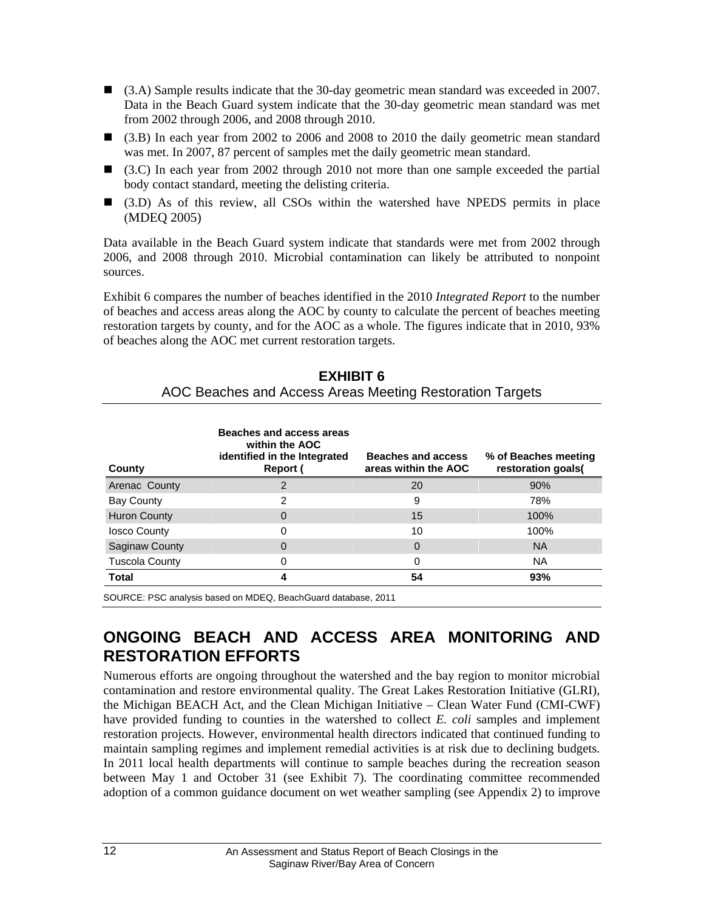- (3.A) Sample results indicate that the 30-day geometric mean standard was exceeded in 2007. Data in the Beach Guard system indicate that the 30-day geometric mean standard was met from 2002 through 2006, and 2008 through 2010.
- (3.B) In each year from 2002 to 2006 and 2008 to 2010 the daily geometric mean standard was met. In 2007, 87 percent of samples met the daily geometric mean standard.
- (3.C) In each year from 2002 through 2010 not more than one sample exceeded the partial body contact standard, meeting the delisting criteria.
- (3.D) As of this review, all CSOs within the watershed have NPEDS permits in place (MDEQ 2005)

Data available in the Beach Guard system indicate that standards were met from 2002 through 2006, and 2008 through 2010. Microbial contamination can likely be attributed to nonpoint sources.

Exhibit 6 compares the number of beaches identified in the 2010 *Integrated Report* to the number of beaches and access areas along the AOC by county to calculate the percent of beaches meeting restoration targets by county, and for the AOC as a whole. The figures indicate that in 2010, 93% of beaches along the AOC met current restoration targets.

**EXHIBIT 6**
AOC Beaches and Access Areas Meeting Restoration Targets

| County | Beaches and access areas within the AOC identified in the Integrated Report ( | Beaches and access areas within the AOC | % of Beaches meeting restoration goals( |
|---|---|---|---|
| Arenac County | 2 | 20 | 90% |
| Bay County | 2 | 9 | 78% |
| Huron County | 0 | 15 | 100% |
| Iosco County | 0 | 10 | 100% |
| Saginaw County | 0 | 0 | NA |
| Tuscola County | 0 | 0 | NA |
| **Total** | **4** | **54** | **93%** |

SOURCE: PSC analysis based on MDEQ, BeachGuard database, 2011

## ONGOING BEACH AND ACCESS AREA MONITORING AND RESTORATION EFFORTS

Numerous efforts are ongoing throughout the watershed and the bay region to monitor microbial contamination and restore environmental quality. The Great Lakes Restoration Initiative (GLRI), the Michigan BEACH Act, and the Clean Michigan Initiative – Clean Water Fund (CMI-CWF) have provided funding to counties in the watershed to collect *E. coli* samples and implement restoration projects. However, environmental health directors indicated that continued funding to maintain sampling regimes and implement remedial activities is at risk due to declining budgets. In 2011 local health departments will continue to sample beaches during the recreation season between May 1 and October 31 (see Exhibit 7). The coordinating committee recommended adoption of a common guidance document on wet weather sampling (see Appendix 2) to improve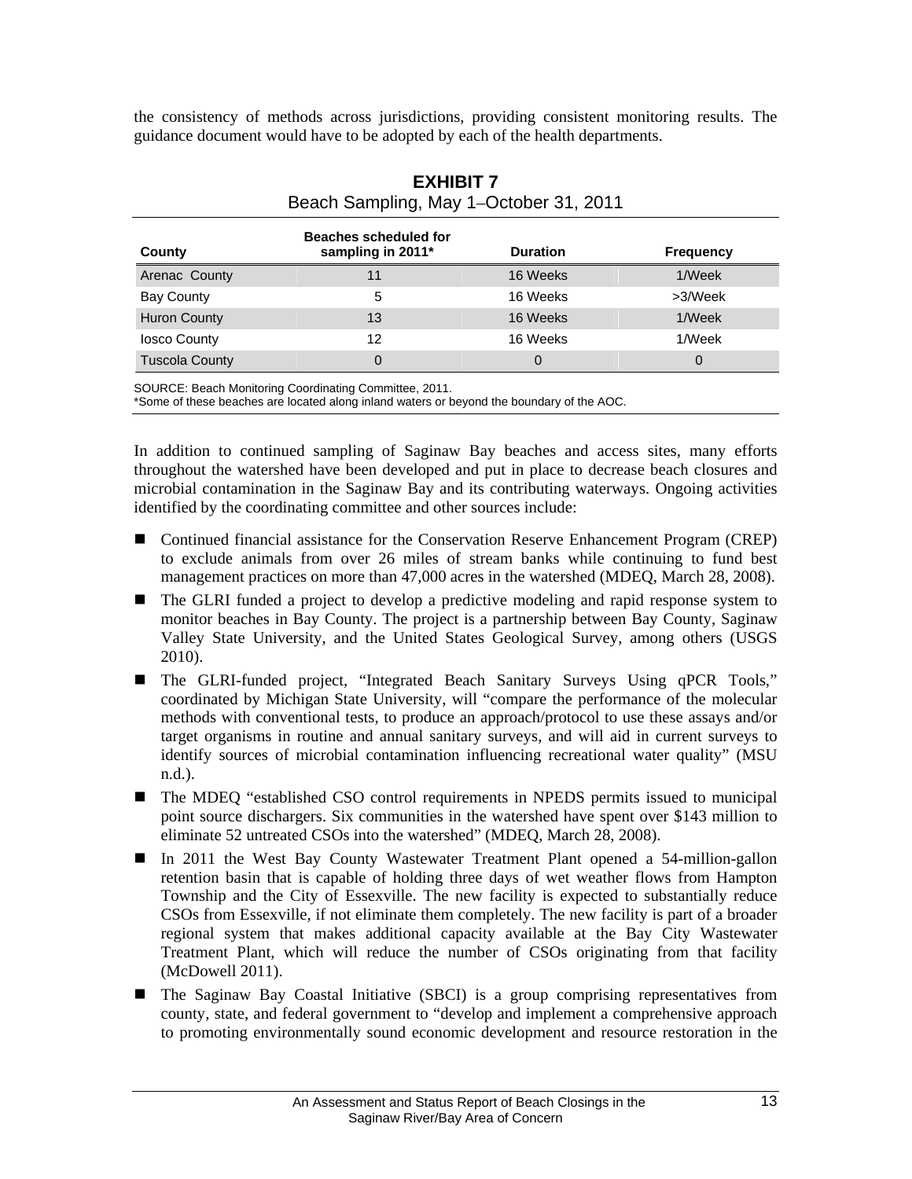the consistency of methods across jurisdictions, providing consistent monitoring results. The guidance document would have to be adopted by each of the health departments.

**EXHIBIT 7**
Beach Sampling, May 1–October 31, 2011

| County | Beaches scheduled for sampling in 2011* | Duration | Frequency |
|---|---|---|---|
| Arenac County | 11 | 16 Weeks | 1/Week |
| Bay County | 5 | 16 Weeks | >3/Week |
| Huron County | 13 | 16 Weeks | 1/Week |
| Iosco County | 12 | 16 Weeks | 1/Week |
| Tuscola County | 0 | 0 | 0 |

SOURCE: Beach Monitoring Coordinating Committee, 2011.
*Some of these beaches are located along inland waters or beyond the boundary of the AOC.

In addition to continued sampling of Saginaw Bay beaches and access sites, many efforts throughout the watershed have been developed and put in place to decrease beach closures and microbial contamination in the Saginaw Bay and its contributing waterways. Ongoing activities identified by the coordinating committee and other sources include:

- Continued financial assistance for the Conservation Reserve Enhancement Program (CREP) to exclude animals from over 26 miles of stream banks while continuing to fund best management practices on more than 47,000 acres in the watershed (MDEQ, March 28, 2008).
- The GLRI funded a project to develop a predictive modeling and rapid response system to monitor beaches in Bay County. The project is a partnership between Bay County, Saginaw Valley State University, and the United States Geological Survey, among others (USGS 2010).
- The GLRI-funded project, "Integrated Beach Sanitary Surveys Using qPCR Tools," coordinated by Michigan State University, will "compare the performance of the molecular methods with conventional tests, to produce an approach/protocol to use these assays and/or target organisms in routine and annual sanitary surveys, and will aid in current surveys to identify sources of microbial contamination influencing recreational water quality" (MSU n.d.).
- The MDEQ "established CSO control requirements in NPEDS permits issued to municipal point source dischargers. Six communities in the watershed have spent over $143 million to eliminate 52 untreated CSOs into the watershed" (MDEQ, March 28, 2008).
- In 2011 the West Bay County Wastewater Treatment Plant opened a 54-million-gallon retention basin that is capable of holding three days of wet weather flows from Hampton Township and the City of Essexville. The new facility is expected to substantially reduce CSOs from Essexville, if not eliminate them completely. The new facility is part of a broader regional system that makes additional capacity available at the Bay City Wastewater Treatment Plant, which will reduce the number of CSOs originating from that facility (McDowell 2011).
- The Saginaw Bay Coastal Initiative (SBCI) is a group comprising representatives from county, state, and federal government to "develop and implement a comprehensive approach to promoting environmentally sound economic development and resource restoration in the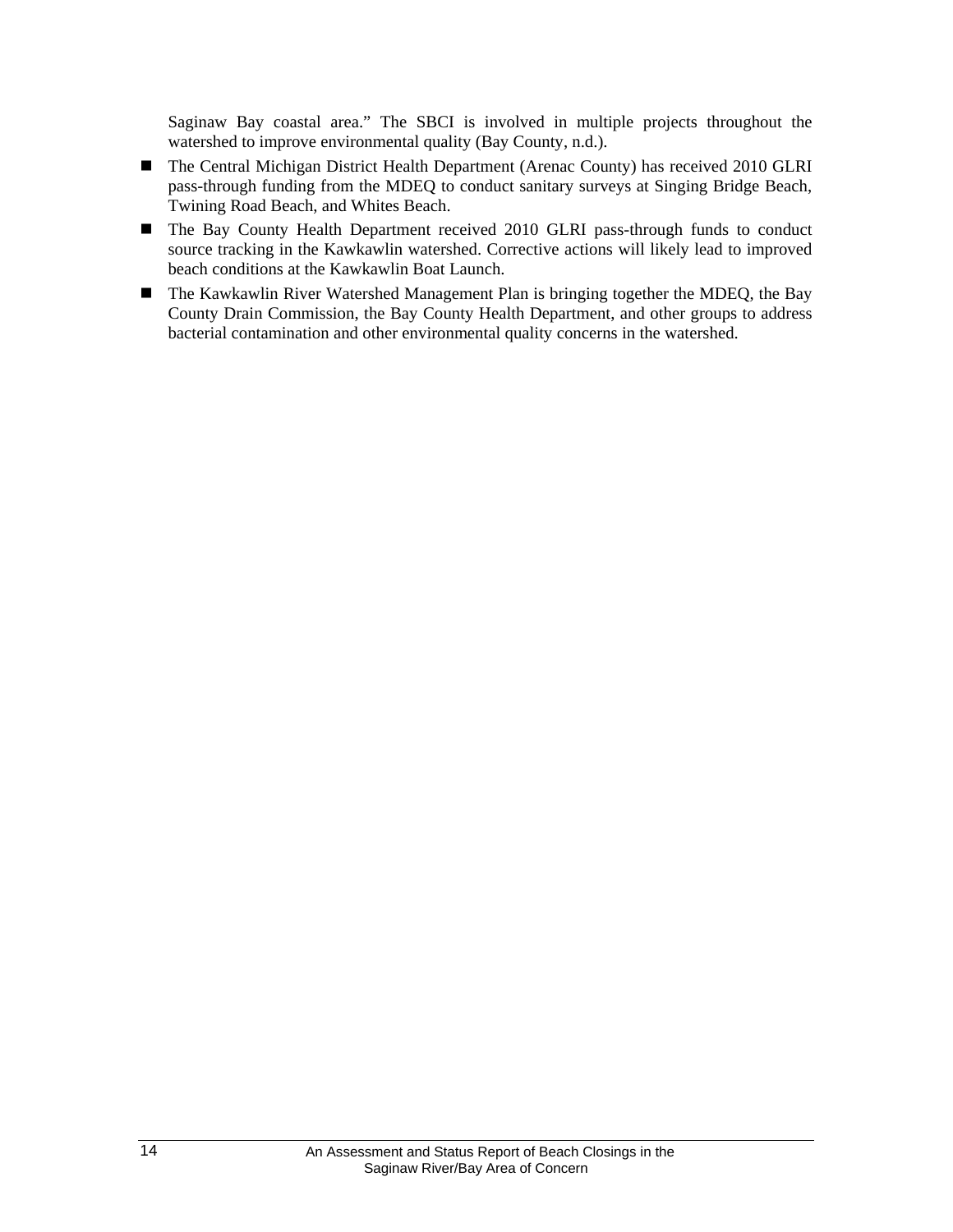Saginaw Bay coastal area." The SBCI is involved in multiple projects throughout the watershed to improve environmental quality (Bay County, n.d.).

- The Central Michigan District Health Department (Arenac County) has received 2010 GLRI pass-through funding from the MDEQ to conduct sanitary surveys at Singing Bridge Beach, Twining Road Beach, and Whites Beach.
- The Bay County Health Department received 2010 GLRI pass-through funds to conduct source tracking in the Kawkawlin watershed. Corrective actions will likely lead to improved beach conditions at the Kawkawlin Boat Launch.
- The Kawkawlin River Watershed Management Plan is bringing together the MDEQ, the Bay County Drain Commission, the Bay County Health Department, and other groups to address bacterial contamination and other environmental quality concerns in the watershed.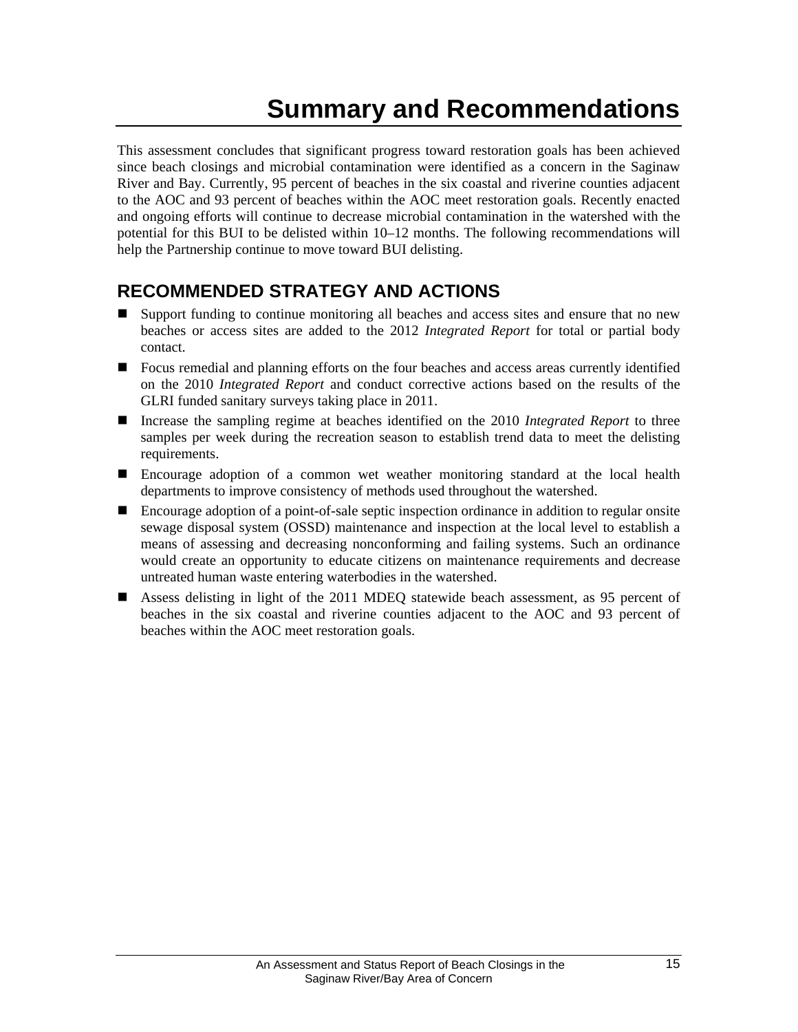# Summary and Recommendations

This assessment concludes that significant progress toward restoration goals has been achieved since beach closings and microbial contamination were identified as a concern in the Saginaw River and Bay. Currently, 95 percent of beaches in the six coastal and riverine counties adjacent to the AOC and 93 percent of beaches within the AOC meet restoration goals. Recently enacted and ongoing efforts will continue to decrease microbial contamination in the watershed with the potential for this BUI to be delisted within 10–12 months. The following recommendations will help the Partnership continue to move toward BUI delisting.

## RECOMMENDED STRATEGY AND ACTIONS

- Support funding to continue monitoring all beaches and access sites and ensure that no new beaches or access sites are added to the 2012 *Integrated Report* for total or partial body contact.
- Focus remedial and planning efforts on the four beaches and access areas currently identified on the 2010 *Integrated Report* and conduct corrective actions based on the results of the GLRI funded sanitary surveys taking place in 2011.
- Increase the sampling regime at beaches identified on the 2010 *Integrated Report* to three samples per week during the recreation season to establish trend data to meet the delisting requirements.
- Encourage adoption of a common wet weather monitoring standard at the local health departments to improve consistency of methods used throughout the watershed.
- Encourage adoption of a point-of-sale septic inspection ordinance in addition to regular onsite sewage disposal system (OSSD) maintenance and inspection at the local level to establish a means of assessing and decreasing nonconforming and failing systems. Such an ordinance would create an opportunity to educate citizens on maintenance requirements and decrease untreated human waste entering waterbodies in the watershed.
- Assess delisting in light of the 2011 MDEQ statewide beach assessment, as 95 percent of beaches in the six coastal and riverine counties adjacent to the AOC and 93 percent of beaches within the AOC meet restoration goals.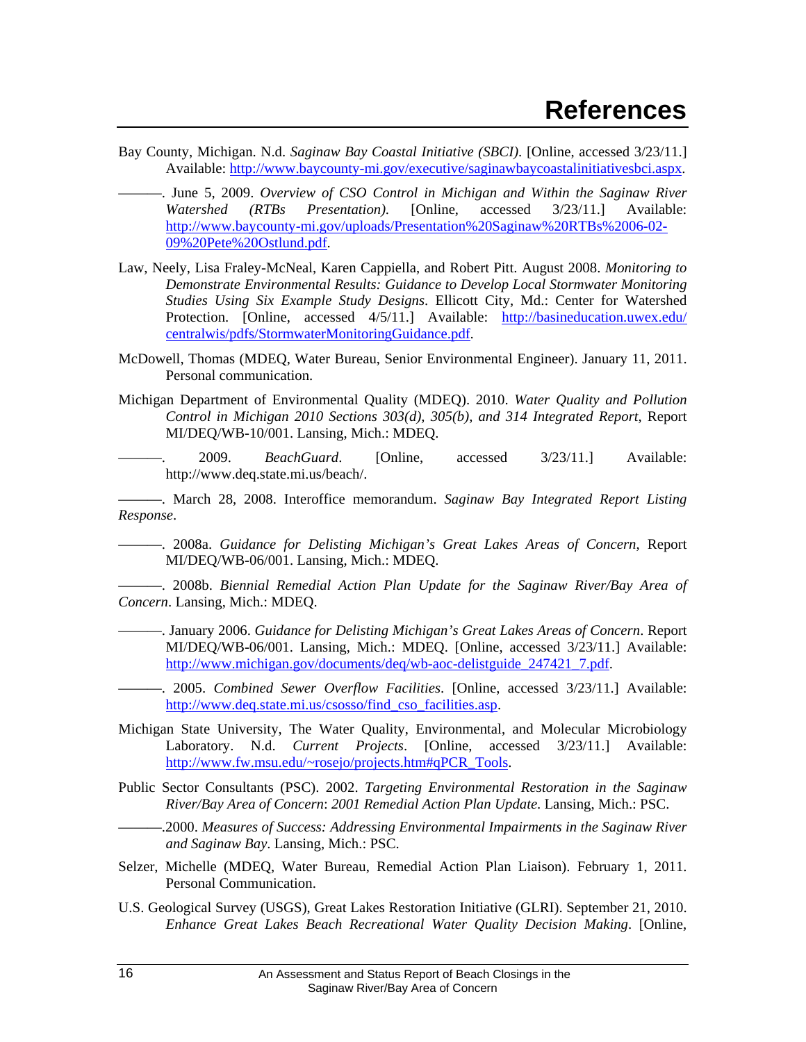# References

Bay County, Michigan. N.d. *Saginaw Bay Coastal Initiative (SBCI)*. [Online, accessed 3/23/11.] Available: http://www.baycounty-mi.gov/executive/saginawbaycoastalinitiativesbci.aspx.

———. June 5, 2009. *Overview of CSO Control in Michigan and Within the Saginaw River Watershed (RTBs Presentation)*. [Online, accessed 3/23/11.] Available: http://www.baycounty-mi.gov/uploads/Presentation%20Saginaw%20RTBs%2006-02-09%20Pete%20Ostlund.pdf.

Law, Neely, Lisa Fraley-McNeal, Karen Cappiella, and Robert Pitt. August 2008. *Monitoring to Demonstrate Environmental Results: Guidance to Develop Local Stormwater Monitoring Studies Using Six Example Study Designs*. Ellicott City, Md.: Center for Watershed Protection. [Online, accessed 4/5/11.] Available: http://basineducation.uwex.edu/centralwis/pdfs/StormwaterMonitoringGuidance.pdf.

McDowell, Thomas (MDEQ, Water Bureau, Senior Environmental Engineer). January 11, 2011. Personal communication.

Michigan Department of Environmental Quality (MDEQ). 2010. *Water Quality and Pollution Control in Michigan 2010 Sections 303(d), 305(b), and 314 Integrated Report*, Report MI/DEQ/WB-10/001. Lansing, Mich.: MDEQ.

———. 2009. *BeachGuard*. [Online, accessed 3/23/11.] Available: http://www.deq.state.mi.us/beach/.

———. March 28, 2008. Interoffice memorandum. *Saginaw Bay Integrated Report Listing Response*.

———. 2008a. *Guidance for Delisting Michigan's Great Lakes Areas of Concern*, Report MI/DEQ/WB-06/001. Lansing, Mich.: MDEQ.

———. 2008b. *Biennial Remedial Action Plan Update for the Saginaw River/Bay Area of Concern*. Lansing, Mich.: MDEQ.

———. January 2006. *Guidance for Delisting Michigan's Great Lakes Areas of Concern*. Report MI/DEQ/WB-06/001. Lansing, Mich.: MDEQ. [Online, accessed 3/23/11.] Available: http://www.michigan.gov/documents/deq/wb-aoc-delistguide_247421_7.pdf.

———. 2005. *Combined Sewer Overflow Facilities*. [Online, accessed 3/23/11.] Available: http://www.deq.state.mi.us/csosso/find_cso_facilities.asp.

Michigan State University, The Water Quality, Environmental, and Molecular Microbiology Laboratory. N.d. *Current Projects*. [Online, accessed 3/23/11.] Available: http://www.fw.msu.edu/~rosejo/projects.htm#qPCR_Tools.

Public Sector Consultants (PSC). 2002. *Targeting Environmental Restoration in the Saginaw River/Bay Area of Concern*: *2001 Remedial Action Plan Update*. Lansing, Mich.: PSC.

———.2000. *Measures of Success: Addressing Environmental Impairments in the Saginaw River and Saginaw Bay*. Lansing, Mich.: PSC.

Selzer, Michelle (MDEQ, Water Bureau, Remedial Action Plan Liaison). February 1, 2011. Personal Communication.

U.S. Geological Survey (USGS), Great Lakes Restoration Initiative (GLRI). September 21, 2010. *Enhance Great Lakes Beach Recreational Water Quality Decision Making*. [Online,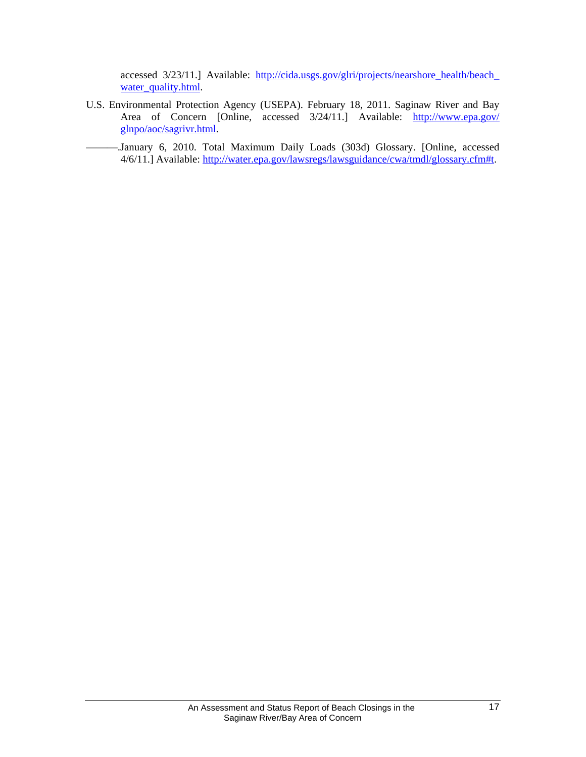accessed 3/23/11.] Available: http://cida.usgs.gov/glri/projects/nearshore_health/beach_water_quality.html.

U.S. Environmental Protection Agency (USEPA). February 18, 2011. Saginaw River and Bay Area of Concern [Online, accessed 3/24/11.] Available: http://www.epa.gov/glnpo/aoc/sagrivr.html.

———.January 6, 2010. Total Maximum Daily Loads (303d) Glossary. [Online, accessed 4/6/11.] Available: http://water.epa.gov/lawsregs/lawsguidance/cwa/tmdl/glossary.cfm#t.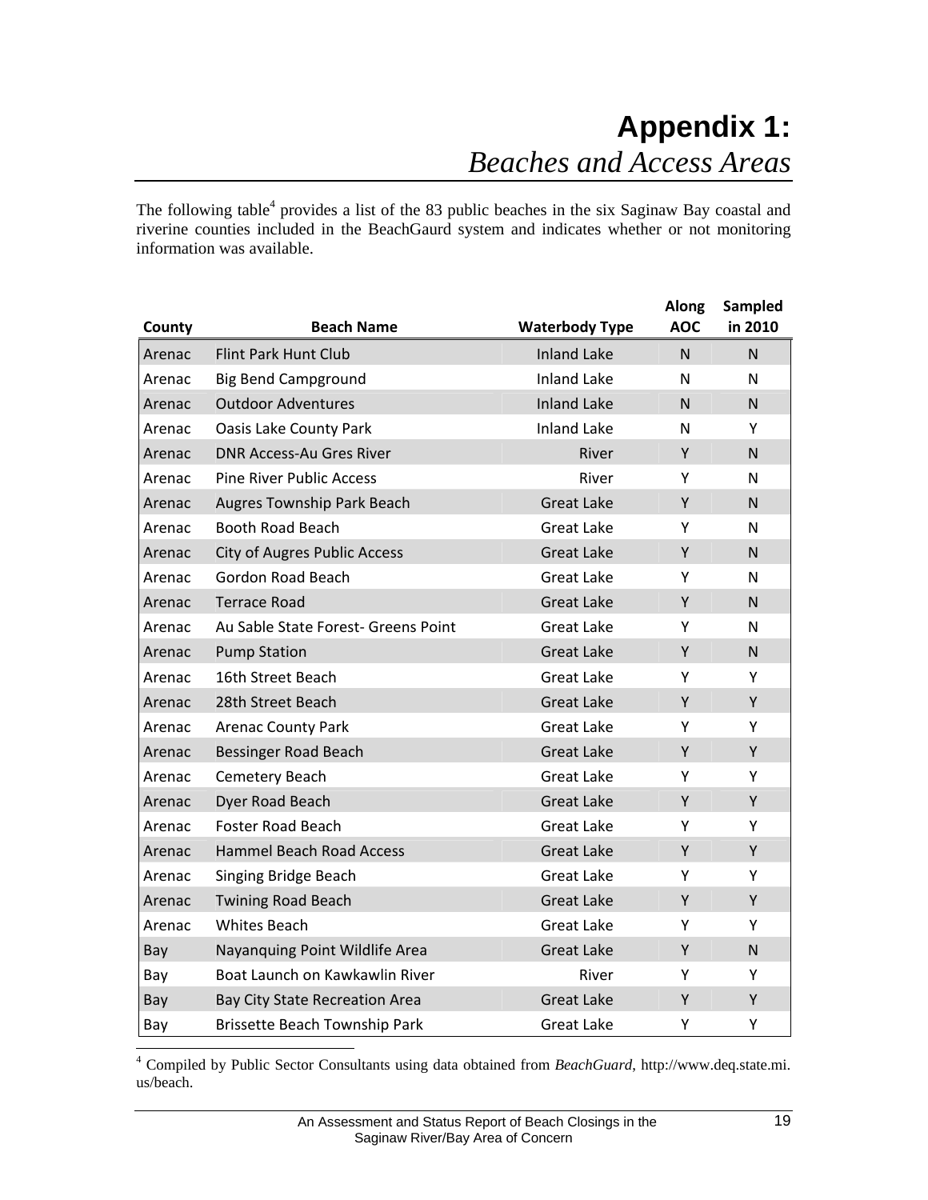# Appendix 1:
## *Beaches and Access Areas*

The following table[4] provides a list of the 83 public beaches in the six Saginaw Bay coastal and riverine counties included in the BeachGaurd system and indicates whether or not monitoring information was available.

| County | Beach Name | Waterbody Type | Along AOC | Sampled in 2010 |
|---|---|---|---|---|
| Arenac | Flint Park Hunt Club | Inland Lake | N | N |
| Arenac | Big Bend Campground | Inland Lake | N | N |
| Arenac | Outdoor Adventures | Inland Lake | N | N |
| Arenac | Oasis Lake County Park | Inland Lake | N | Y |
| Arenac | DNR Access-Au Gres River | River | Y | N |
| Arenac | Pine River Public Access | River | Y | N |
| Arenac | Augres Township Park Beach | Great Lake | Y | N |
| Arenac | Booth Road Beach | Great Lake | Y | N |
| Arenac | City of Augres Public Access | Great Lake | Y | N |
| Arenac | Gordon Road Beach | Great Lake | Y | N |
| Arenac | Terrace Road | Great Lake | Y | N |
| Arenac | Au Sable State Forest- Greens Point | Great Lake | Y | N |
| Arenac | Pump Station | Great Lake | Y | N |
| Arenac | 16th Street Beach | Great Lake | Y | Y |
| Arenac | 28th Street Beach | Great Lake | Y | Y |
| Arenac | Arenac County Park | Great Lake | Y | Y |
| Arenac | Bessinger Road Beach | Great Lake | Y | Y |
| Arenac | Cemetery Beach | Great Lake | Y | Y |
| Arenac | Dyer Road Beach | Great Lake | Y | Y |
| Arenac | Foster Road Beach | Great Lake | Y | Y |
| Arenac | Hammel Beach Road Access | Great Lake | Y | Y |
| Arenac | Singing Bridge Beach | Great Lake | Y | Y |
| Arenac | Twining Road Beach | Great Lake | Y | Y |
| Arenac | Whites Beach | Great Lake | Y | Y |
| Bay | Nayanquing Point Wildlife Area | Great Lake | Y | N |
| Bay | Boat Launch on Kawkawlin River | River | Y | Y |
| Bay | Bay City State Recreation Area | Great Lake | Y | Y |
| Bay | Brissette Beach Township Park | Great Lake | Y | Y |

[4] Compiled by Public Sector Consultants using data obtained from *BeachGuard*, http://www.deq.state.mi.us/beach.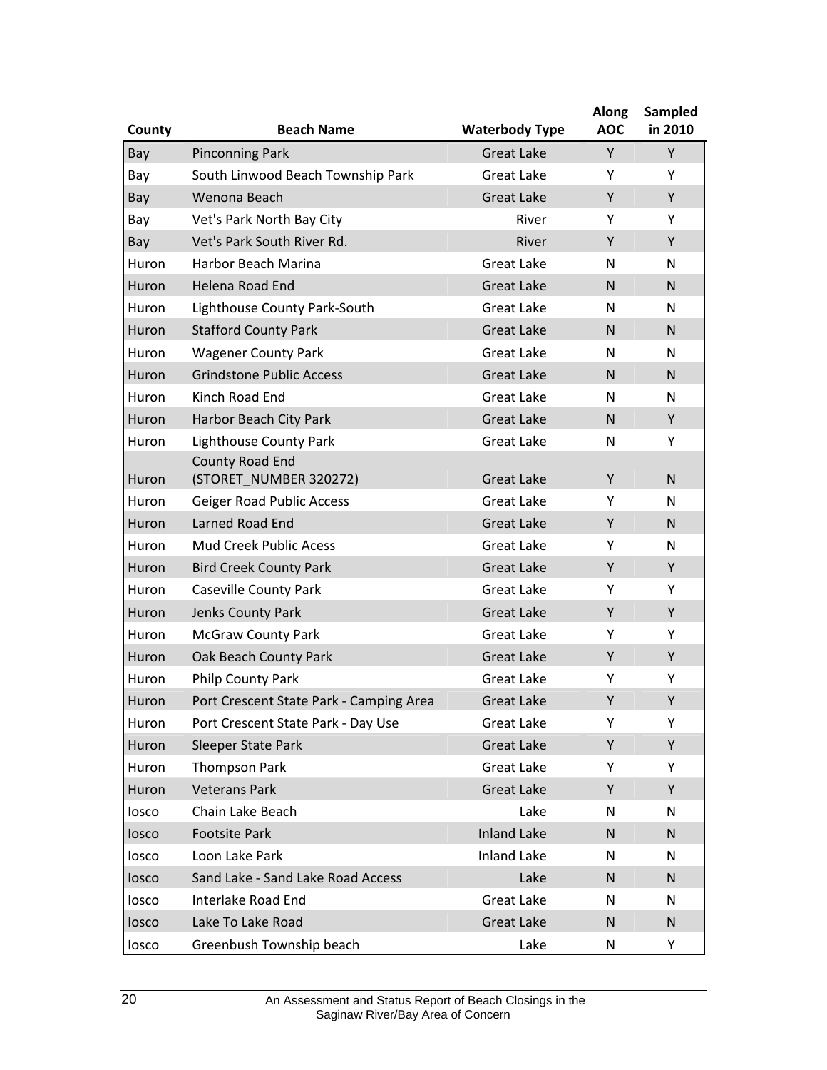| County | Beach Name | Waterbody Type | Along AOC | Sampled in 2010 |
|---|---|---|---|---|
| Bay | Pinconning Park | Great Lake | Y | Y |
| Bay | South Linwood Beach Township Park | Great Lake | Y | Y |
| Bay | Wenona Beach | Great Lake | Y | Y |
| Bay | Vet's Park North Bay City | River | Y | Y |
| Bay | Vet's Park South River Rd. | River | Y | Y |
| Huron | Harbor Beach Marina | Great Lake | N | N |
| Huron | Helena Road End | Great Lake | N | N |
| Huron | Lighthouse County Park-South | Great Lake | N | N |
| Huron | Stafford County Park | Great Lake | N | N |
| Huron | Wagener County Park | Great Lake | N | N |
| Huron | Grindstone Public Access | Great Lake | N | N |
| Huron | Kinch Road End | Great Lake | N | N |
| Huron | Harbor Beach City Park | Great Lake | N | Y |
| Huron | Lighthouse County Park | Great Lake | N | Y |
| Huron | County Road End (STORET_NUMBER 320272) | Great Lake | Y | N |
| Huron | Geiger Road Public Access | Great Lake | Y | N |
| Huron | Larned Road End | Great Lake | Y | N |
| Huron | Mud Creek Public Acess | Great Lake | Y | N |
| Huron | Bird Creek County Park | Great Lake | Y | Y |
| Huron | Caseville County Park | Great Lake | Y | Y |
| Huron | Jenks County Park | Great Lake | Y | Y |
| Huron | McGraw County Park | Great Lake | Y | Y |
| Huron | Oak Beach County Park | Great Lake | Y | Y |
| Huron | Philp County Park | Great Lake | Y | Y |
| Huron | Port Crescent State Park - Camping Area | Great Lake | Y | Y |
| Huron | Port Crescent State Park - Day Use | Great Lake | Y | Y |
| Huron | Sleeper State Park | Great Lake | Y | Y |
| Huron | Thompson Park | Great Lake | Y | Y |
| Huron | Veterans Park | Great Lake | Y | Y |
| Iosco | Chain Lake Beach | Lake | N | N |
| Iosco | Footsite Park | Inland Lake | N | N |
| Iosco | Loon Lake Park | Inland Lake | N | N |
| Iosco | Sand Lake - Sand Lake Road Access | Lake | N | N |
| Iosco | Interlake Road End | Great Lake | N | N |
| Iosco | Lake To Lake Road | Great Lake | N | N |
| Iosco | Greenbush Township beach | Lake | N | Y |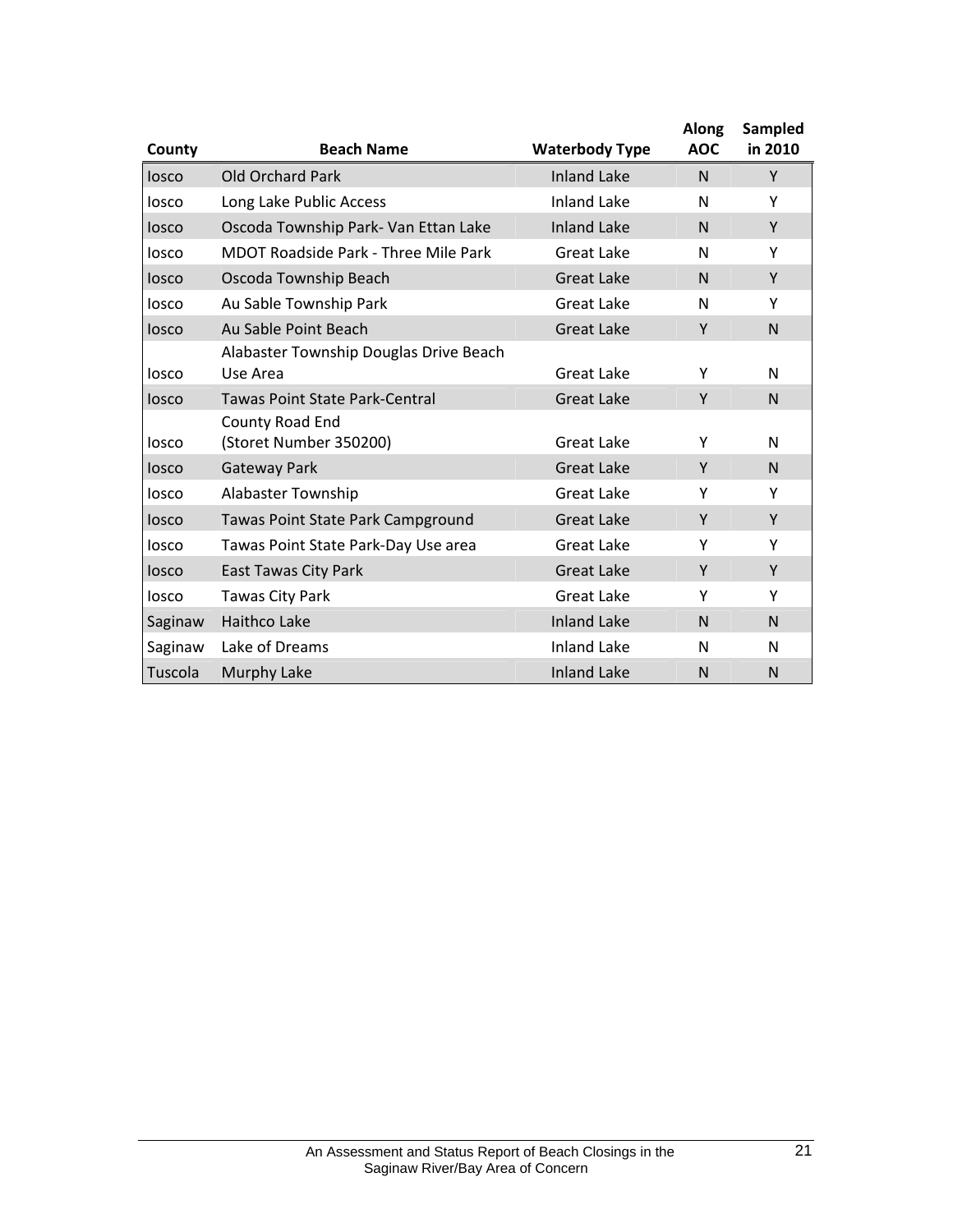| County | Beach Name | Waterbody Type | Along AOC | Sampled in 2010 |
|---|---|---|---|---|
| Iosco | Old Orchard Park | Inland Lake | N | Y |
| Iosco | Long Lake Public Access | Inland Lake | N | Y |
| Iosco | Oscoda Township Park- Van Ettan Lake | Inland Lake | N | Y |
| Iosco | MDOT Roadside Park - Three Mile Park | Great Lake | N | Y |
| Iosco | Oscoda Township Beach | Great Lake | N | Y |
| Iosco | Au Sable Township Park | Great Lake | N | Y |
| Iosco | Au Sable Point Beach | Great Lake | Y | N |
| Iosco | Alabaster Township Douglas Drive Beach Use Area | Great Lake | Y | N |
| Iosco | Tawas Point State Park-Central | Great Lake | Y | N |
| Iosco | County Road End (Storet Number 350200) | Great Lake | Y | N |
| Iosco | Gateway Park | Great Lake | Y | N |
| Iosco | Alabaster Township | Great Lake | Y | Y |
| Iosco | Tawas Point State Park Campground | Great Lake | Y | Y |
| Iosco | Tawas Point State Park-Day Use area | Great Lake | Y | Y |
| Iosco | East Tawas City Park | Great Lake | Y | Y |
| Iosco | Tawas City Park | Great Lake | Y | Y |
| Saginaw | Haithco Lake | Inland Lake | N | N |
| Saginaw | Lake of Dreams | Inland Lake | N | N |
| Tuscola | Murphy Lake | Inland Lake | N | N |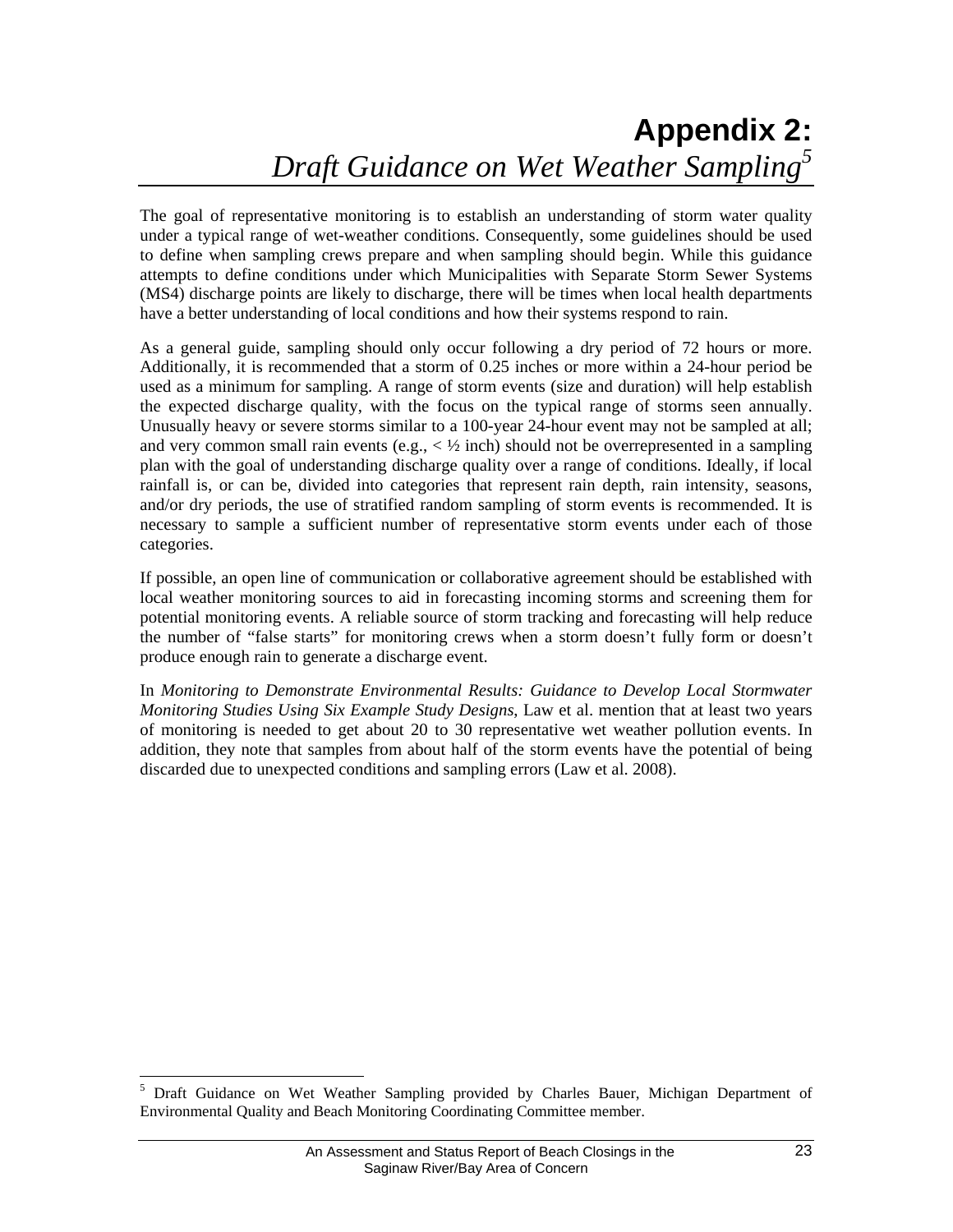# Appendix 2:

## *Draft Guidance on Wet Weather Sampling*[5]

The goal of representative monitoring is to establish an understanding of storm water quality under a typical range of wet-weather conditions. Consequently, some guidelines should be used to define when sampling crews prepare and when sampling should begin. While this guidance attempts to define conditions under which Municipalities with Separate Storm Sewer Systems (MS4) discharge points are likely to discharge, there will be times when local health departments have a better understanding of local conditions and how their systems respond to rain.

As a general guide, sampling should only occur following a dry period of 72 hours or more. Additionally, it is recommended that a storm of 0.25 inches or more within a 24-hour period be used as a minimum for sampling. A range of storm events (size and duration) will help establish the expected discharge quality, with the focus on the typical range of storms seen annually. Unusually heavy or severe storms similar to a 100-year 24-hour event may not be sampled at all; and very common small rain events (e.g., < ½ inch) should not be overrepresented in a sampling plan with the goal of understanding discharge quality over a range of conditions. Ideally, if local rainfall is, or can be, divided into categories that represent rain depth, rain intensity, seasons, and/or dry periods, the use of stratified random sampling of storm events is recommended. It is necessary to sample a sufficient number of representative storm events under each of those categories.

If possible, an open line of communication or collaborative agreement should be established with local weather monitoring sources to aid in forecasting incoming storms and screening them for potential monitoring events. A reliable source of storm tracking and forecasting will help reduce the number of "false starts" for monitoring crews when a storm doesn't fully form or doesn't produce enough rain to generate a discharge event.

In *Monitoring to Demonstrate Environmental Results: Guidance to Develop Local Stormwater Monitoring Studies Using Six Example Study Designs*, Law et al. mention that at least two years of monitoring is needed to get about 20 to 30 representative wet weather pollution events. In addition, they note that samples from about half of the storm events have the potential of being discarded due to unexpected conditions and sampling errors (Law et al. 2008).

---

[5] Draft Guidance on Wet Weather Sampling provided by Charles Bauer, Michigan Department of Environmental Quality and Beach Monitoring Coordinating Committee member.